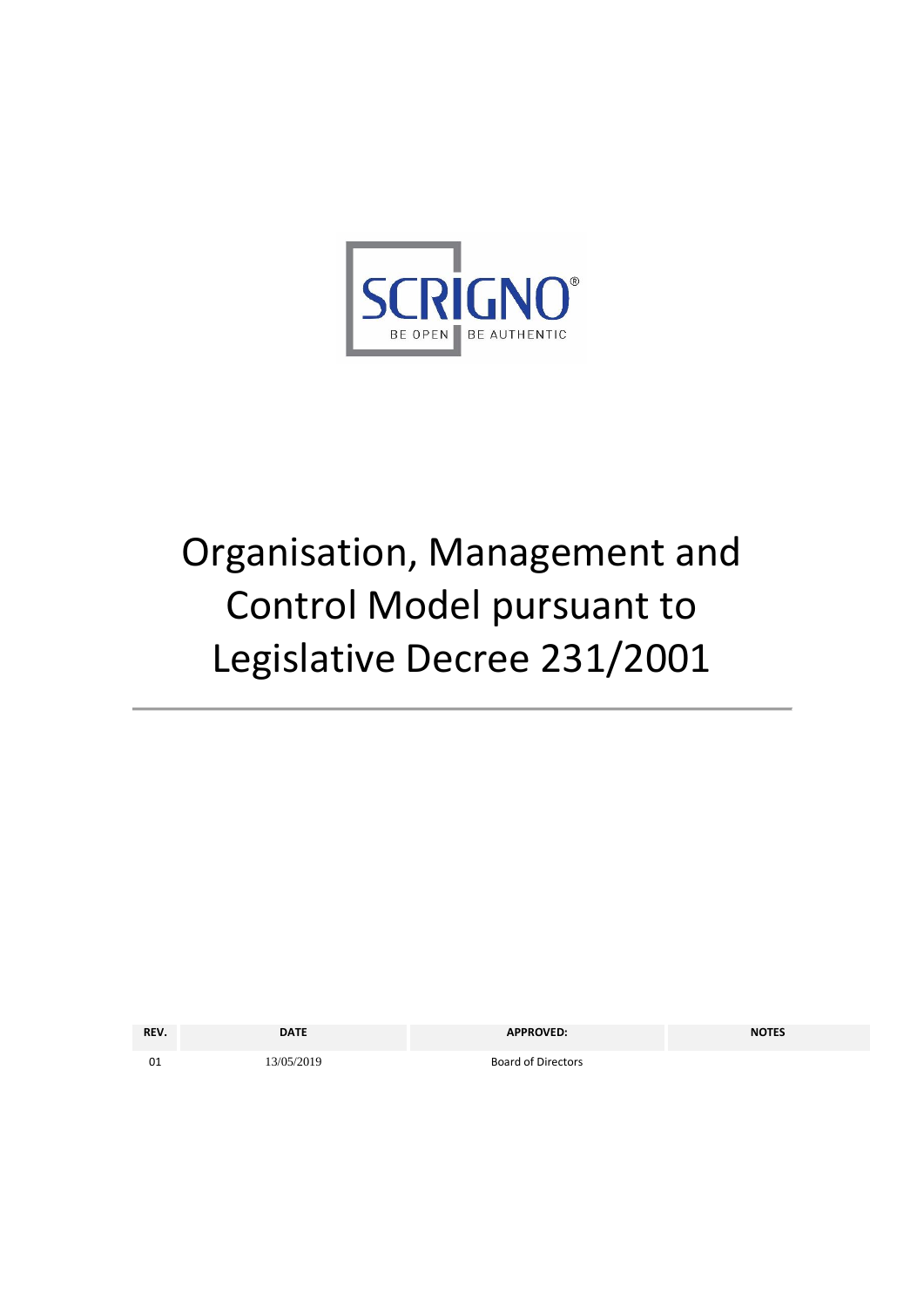SCRIGNO®

BE OPEN BE AUTHENTIC

# Organisation, Management and Control Model pursuant to Legislative Decree 231/2001

| REV. | DATE | APPROVED: | NOTES |
|---|---|---|---|
| 01 | 13/05/2019 | Board of Directors | |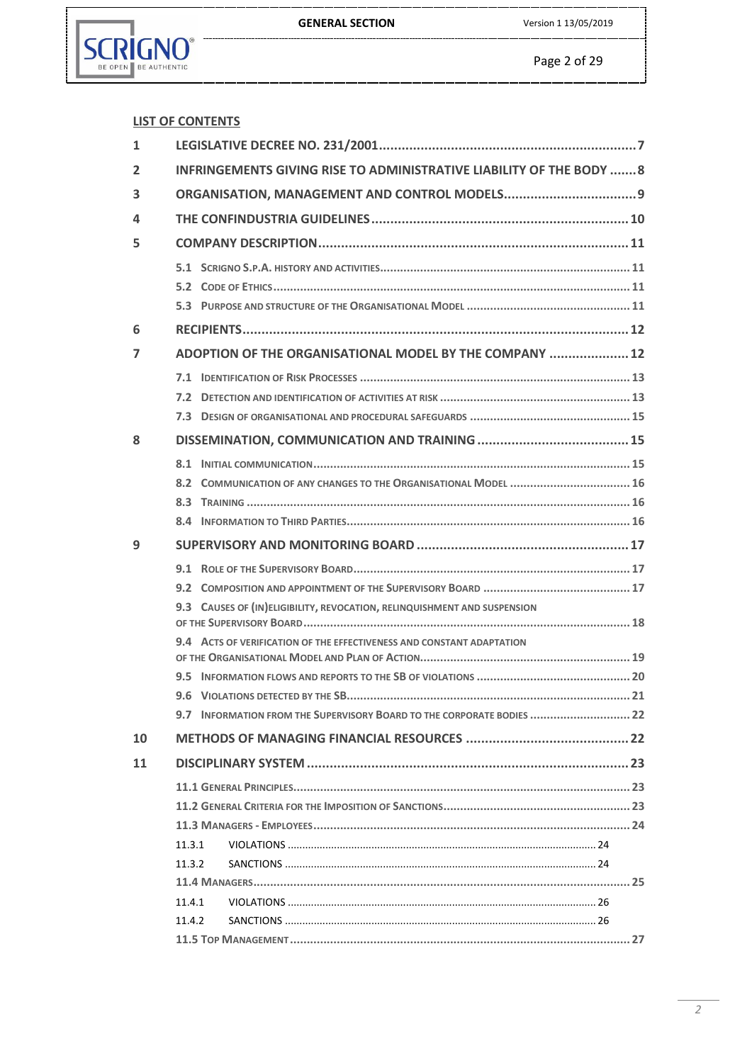## LIST OF CONTENTS

1 LEGISLATIVE DECREE NO. 231/2001 ..... 7

2 INFRINGEMENTS GIVING RISE TO ADMINISTRATIVE LIABILITY OF THE BODY ..... 8

3 ORGANISATION, MANAGEMENT AND CONTROL MODELS ..... 9

4 THE CONFINDUSTRIA GUIDELINES ..... 10

5 COMPANY DESCRIPTION ..... 11

- 5.1 SCRIGNO S.P.A. HISTORY AND ACTIVITIES ..... 11
- 5.2 CODE OF ETHICS ..... 11
- 5.3 PURPOSE AND STRUCTURE OF THE ORGANISATIONAL MODEL ..... 11

6 RECIPIENTS ..... 12

7 ADOPTION OF THE ORGANISATIONAL MODEL BY THE COMPANY ..... 12

- 7.1 IDENTIFICATION OF RISK PROCESSES ..... 13
- 7.2 DETECTION AND IDENTIFICATION OF ACTIVITIES AT RISK ..... 13
- 7.3 DESIGN OF ORGANISATIONAL AND PROCEDURAL SAFEGUARDS ..... 15

8 DISSEMINATION, COMMUNICATION AND TRAINING ..... 15

- 8.1 INITIAL COMMUNICATION ..... 15
- 8.2 COMMUNICATION OF ANY CHANGES TO THE ORGANISATIONAL MODEL ..... 16
- 8.3 TRAINING ..... 16
- 8.4 INFORMATION TO THIRD PARTIES ..... 16

9 SUPERVISORY AND MONITORING BOARD ..... 17

- 9.1 ROLE OF THE SUPERVISORY BOARD ..... 17
- 9.2 COMPOSITION AND APPOINTMENT OF THE SUPERVISORY BOARD ..... 17
- 9.3 CAUSES OF (IN)ELIGIBILITY, REVOCATION, RELINQUISHMENT AND SUSPENSION OF THE SUPERVISORY BOARD ..... 18
- 9.4 ACTS OF VERIFICATION OF THE EFFECTIVENESS AND CONSTANT ADAPTATION OF THE ORGANISATIONAL MODEL AND PLAN OF ACTION ..... 19
- 9.5 INFORMATION FLOWS AND REPORTS TO THE SB OF VIOLATIONS ..... 20
- 9.6 VIOLATIONS DETECTED BY THE SB ..... 21
- 9.7 INFORMATION FROM THE SUPERVISORY BOARD TO THE CORPORATE BODIES ..... 22

10 METHODS OF MANAGING FINANCIAL RESOURCES ..... 22

11 DISCIPLINARY SYSTEM ..... 23

- 11.1 GENERAL PRINCIPLES ..... 23
- 11.2 GENERAL CRITERIA FOR THE IMPOSITION OF SANCTIONS ..... 23
- 11.3 MANAGERS - EMPLOYEES ..... 24
  - 11.3.1 VIOLATIONS ..... 24
  - 11.3.2 SANCTIONS ..... 24
- 11.4 MANAGERS ..... 25
  - 11.4.1 VIOLATIONS ..... 26
  - 11.4.2 SANCTIONS ..... 26
- 11.5 TOP MANAGEMENT ..... 27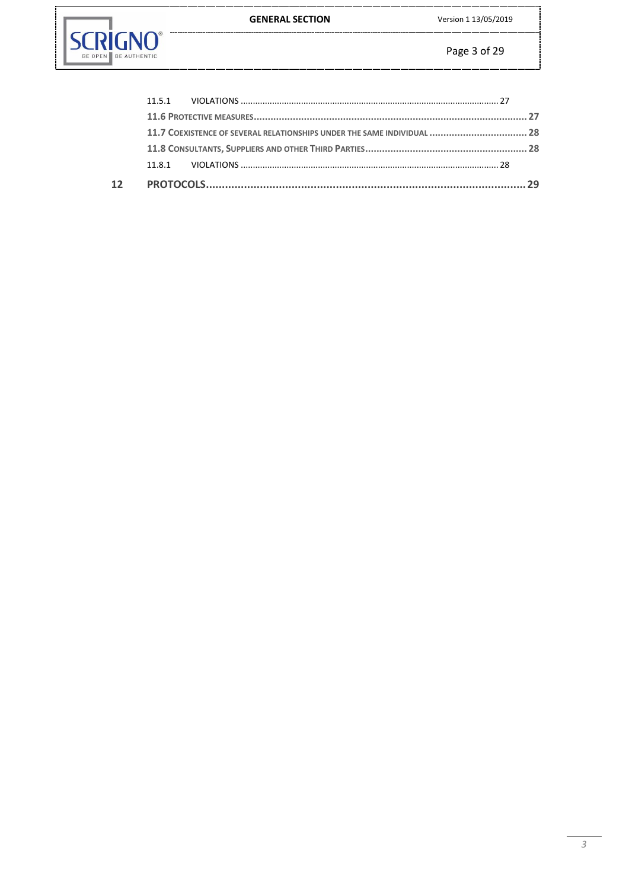11.5.1 VIOLATIONS ........ 27

**11.6 PROTECTIVE MEASURES ........ 27**

**11.7 COEXISTENCE OF SEVERAL RELATIONSHIPS UNDER THE SAME INDIVIDUAL ........ 28**

**11.8 CONSULTANTS, SUPPLIERS AND OTHER THIRD PARTIES ........ 28**

11.8.1 VIOLATIONS ........ 28

**12 PROTOCOLS ........ 29**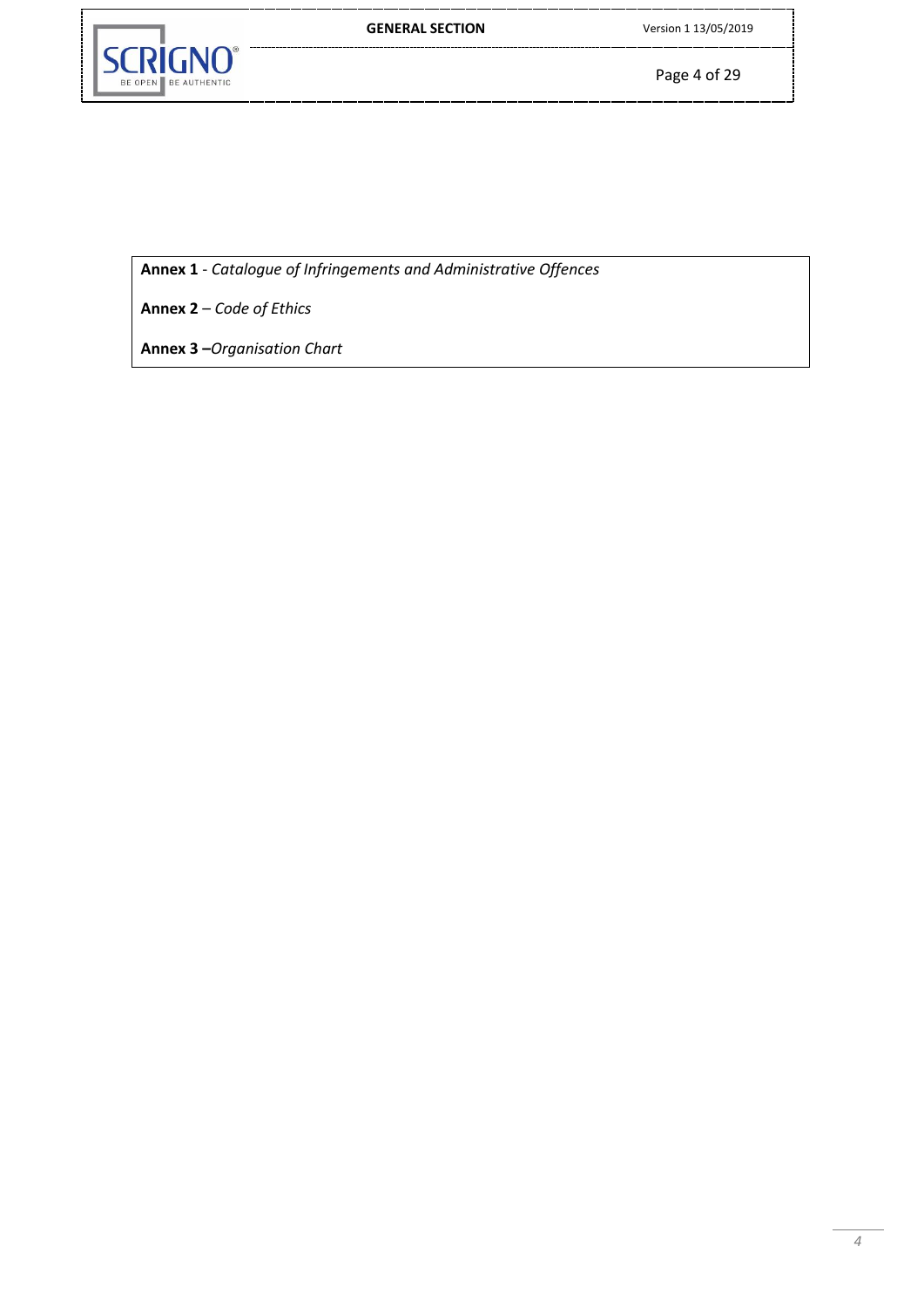**Annex 1** - *Catalogue of Infringements and Administrative Offences*

**Annex 2** – *Code of Ethics*

**Annex 3 –***Organisation Chart*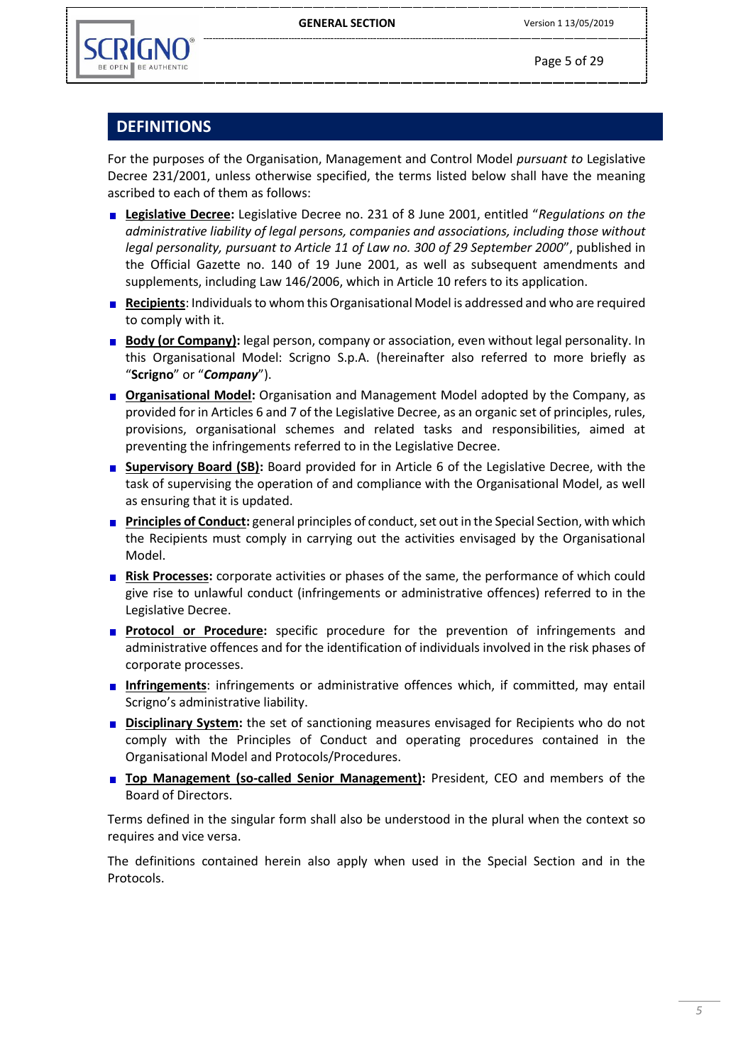## DEFINITIONS

For the purposes of the Organisation, Management and Control Model *pursuant to* Legislative Decree 231/2001, unless otherwise specified, the terms listed below shall have the meaning ascribed to each of them as follows:

- **Legislative Decree:** Legislative Decree no. 231 of 8 June 2001, entitled "*Regulations on the administrative liability of legal persons, companies and associations, including those without legal personality, pursuant to Article 11 of Law no. 300 of 29 September 2000*", published in the Official Gazette no. 140 of 19 June 2001, as well as subsequent amendments and supplements, including Law 146/2006, which in Article 10 refers to its application.
- **Recipients**: Individuals to whom this Organisational Model is addressed and who are required to comply with it.
- **Body (or Company):** legal person, company or association, even without legal personality. In this Organisational Model: Scrigno S.p.A. (hereinafter also referred to more briefly as "**Scrigno**" or "***Company***").
- **Organisational Model:** Organisation and Management Model adopted by the Company, as provided for in Articles 6 and 7 of the Legislative Decree, as an organic set of principles, rules, provisions, organisational schemes and related tasks and responsibilities, aimed at preventing the infringements referred to in the Legislative Decree.
- **Supervisory Board (SB):** Board provided for in Article 6 of the Legislative Decree, with the task of supervising the operation of and compliance with the Organisational Model, as well as ensuring that it is updated.
- **Principles of Conduct:** general principles of conduct, set out in the Special Section, with which the Recipients must comply in carrying out the activities envisaged by the Organisational Model.
- **Risk Processes:** corporate activities or phases of the same, the performance of which could give rise to unlawful conduct (infringements or administrative offences) referred to in the Legislative Decree.
- **Protocol or Procedure:** specific procedure for the prevention of infringements and administrative offences and for the identification of individuals involved in the risk phases of corporate processes.
- **Infringements**: infringements or administrative offences which, if committed, may entail Scrigno's administrative liability.
- **Disciplinary System:** the set of sanctioning measures envisaged for Recipients who do not comply with the Principles of Conduct and operating procedures contained in the Organisational Model and Protocols/Procedures.
- **Top Management (so-called Senior Management):** President, CEO and members of the Board of Directors.

Terms defined in the singular form shall also be understood in the plural when the context so requires and vice versa.

The definitions contained herein also apply when used in the Special Section and in the Protocols.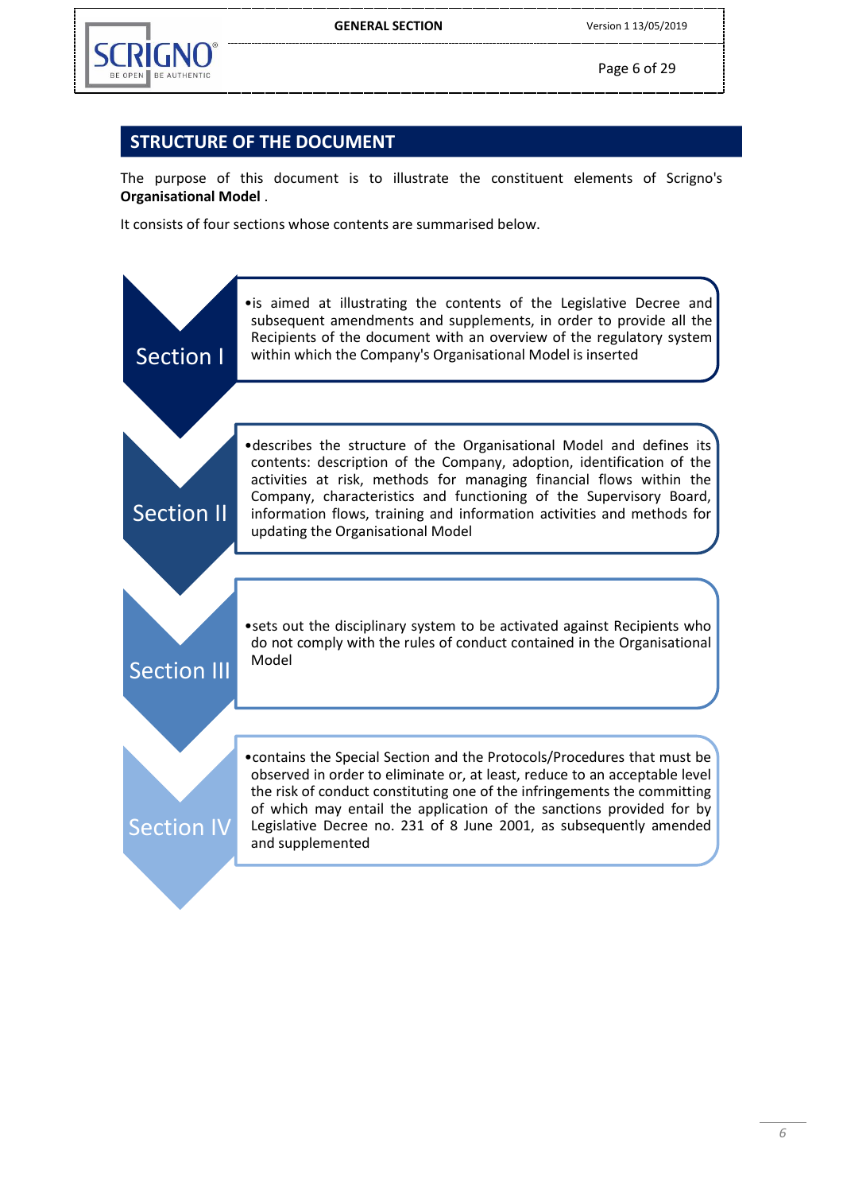## STRUCTURE OF THE DOCUMENT

The purpose of this document is to illustrate the constituent elements of Scrigno's **Organisational Model** .

It consists of four sections whose contents are summarised below.

**Section I**

- is aimed at illustrating the contents of the Legislative Decree and subsequent amendments and supplements, in order to provide all the Recipients of the document with an overview of the regulatory system within which the Company's Organisational Model is inserted

**Section II**

- describes the structure of the Organisational Model and defines its contents: description of the Company, adoption, identification of the activities at risk, methods for managing financial flows within the Company, characteristics and functioning of the Supervisory Board, information flows, training and information activities and methods for updating the Organisational Model

**Section III**

- sets out the disciplinary system to be activated against Recipients who do not comply with the rules of conduct contained in the Organisational Model

**Section IV**

- contains the Special Section and the Protocols/Procedures that must be observed in order to eliminate or, at least, reduce to an acceptable level the risk of conduct constituting one of the infringements the committing of which may entail the application of the sanctions provided for by Legislative Decree no. 231 of 8 June 2001, as subsequently amended and supplemented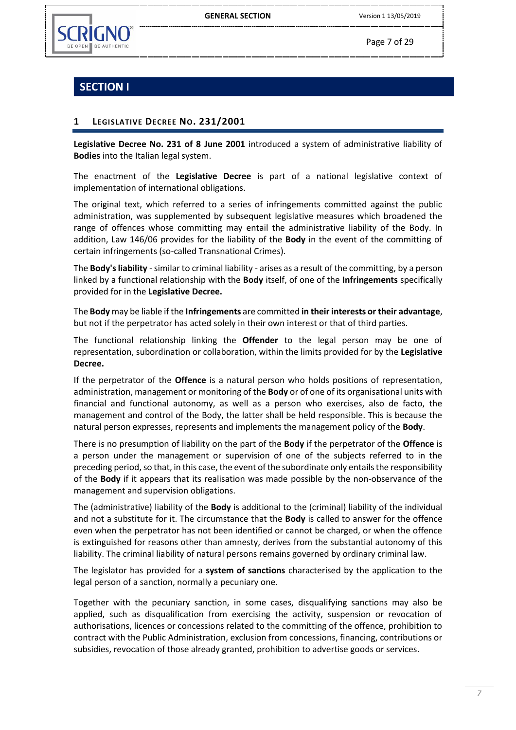# SECTION I

## 1 Legislative Decree No. 231/2001

**Legislative Decree No. 231 of 8 June 2001** introduced a system of administrative liability of **Bodies** into the Italian legal system.

The enactment of the **Legislative Decree** is part of a national legislative context of implementation of international obligations.

The original text, which referred to a series of infringements committed against the public administration, was supplemented by subsequent legislative measures which broadened the range of offences whose committing may entail the administrative liability of the Body. In addition, Law 146/06 provides for the liability of the **Body** in the event of the committing of certain infringements (so-called Transnational Crimes).

The **Body's liability** - similar to criminal liability - arises as a result of the committing, by a person linked by a functional relationship with the **Body** itself, of one of the **Infringements** specifically provided for in the **Legislative Decree.**

The **Body** may be liable if the **Infringements** are committed **in their interests or their advantage**, but not if the perpetrator has acted solely in their own interest or that of third parties.

The functional relationship linking the **Offender** to the legal person may be one of representation, subordination or collaboration, within the limits provided for by the **Legislative Decree.**

If the perpetrator of the **Offence** is a natural person who holds positions of representation, administration, management or monitoring of the **Body** or of one of its organisational units with financial and functional autonomy, as well as a person who exercises, also de facto, the management and control of the Body, the latter shall be held responsible. This is because the natural person expresses, represents and implements the management policy of the **Body**.

There is no presumption of liability on the part of the **Body** if the perpetrator of the **Offence** is a person under the management or supervision of one of the subjects referred to in the preceding period, so that, in this case, the event of the subordinate only entails the responsibility of the **Body** if it appears that its realisation was made possible by the non-observance of the management and supervision obligations.

The (administrative) liability of the **Body** is additional to the (criminal) liability of the individual and not a substitute for it. The circumstance that the **Body** is called to answer for the offence even when the perpetrator has not been identified or cannot be charged, or when the offence is extinguished for reasons other than amnesty, derives from the substantial autonomy of this liability. The criminal liability of natural persons remains governed by ordinary criminal law.

The legislator has provided for a **system of sanctions** characterised by the application to the legal person of a sanction, normally a pecuniary one.

Together with the pecuniary sanction, in some cases, disqualifying sanctions may also be applied, such as disqualification from exercising the activity, suspension or revocation of authorisations, licences or concessions related to the committing of the offence, prohibition to contract with the Public Administration, exclusion from concessions, financing, contributions or subsidies, revocation of those already granted, prohibition to advertise goods or services.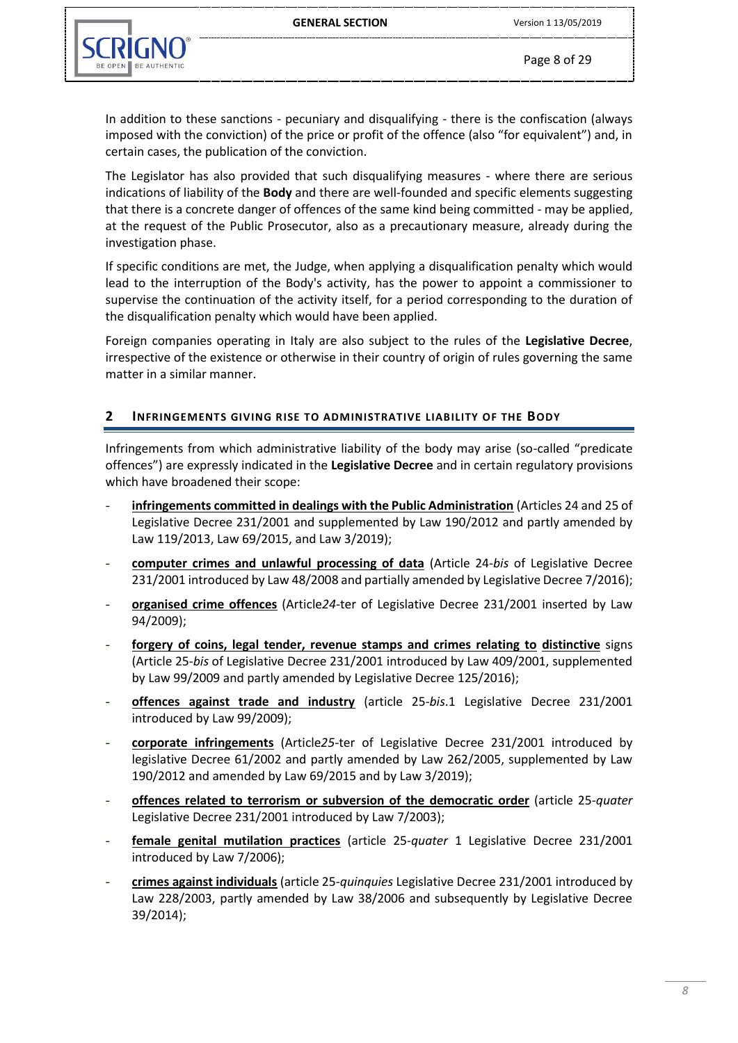In addition to these sanctions - pecuniary and disqualifying - there is the confiscation (always imposed with the conviction) of the price or profit of the offence (also "for equivalent") and, in certain cases, the publication of the conviction.

The Legislator has also provided that such disqualifying measures - where there are serious indications of liability of the **Body** and there are well-founded and specific elements suggesting that there is a concrete danger of offences of the same kind being committed - may be applied, at the request of the Public Prosecutor, also as a precautionary measure, already during the investigation phase.

If specific conditions are met, the Judge, when applying a disqualification penalty which would lead to the interruption of the Body's activity, has the power to appoint a commissioner to supervise the continuation of the activity itself, for a period corresponding to the duration of the disqualification penalty which would have been applied.

Foreign companies operating in Italy are also subject to the rules of the **Legislative Decree**, irrespective of the existence or otherwise in their country of origin of rules governing the same matter in a similar manner.

## 2 INFRINGEMENTS GIVING RISE TO ADMINISTRATIVE LIABILITY OF THE BODY

Infringements from which administrative liability of the body may arise (so-called "predicate offences") are expressly indicated in the **Legislative Decree** and in certain regulatory provisions which have broadened their scope:

- **infringements committed in dealings with the Public Administration** (Articles 24 and 25 of Legislative Decree 231/2001 and supplemented by Law 190/2012 and partly amended by Law 119/2013, Law 69/2015, and Law 3/2019);
- **computer crimes and unlawful processing of data** (Article 24-*bis* of Legislative Decree 231/2001 introduced by Law 48/2008 and partially amended by Legislative Decree 7/2016);
- **organised crime offences** (Article*24*-ter of Legislative Decree 231/2001 inserted by Law 94/2009);
- **forgery of coins, legal tender, revenue stamps and crimes relating to distinctive** signs (Article 25-*bis* of Legislative Decree 231/2001 introduced by Law 409/2001, supplemented by Law 99/2009 and partly amended by Legislative Decree 125/2016);
- **offences against trade and industry** (article 25-*bis*.1 Legislative Decree 231/2001 introduced by Law 99/2009);
- **corporate infringements** (Article*25*-ter of Legislative Decree 231/2001 introduced by legislative Decree 61/2002 and partly amended by Law 262/2005, supplemented by Law 190/2012 and amended by Law 69/2015 and by Law 3/2019);
- **offences related to terrorism or subversion of the democratic order** (article 25-*quater* Legislative Decree 231/2001 introduced by Law 7/2003);
- **female genital mutilation practices** (article 25-*quater* 1 Legislative Decree 231/2001 introduced by Law 7/2006);
- **crimes against individuals** (article 25-*quinquies* Legislative Decree 231/2001 introduced by Law 228/2003, partly amended by Law 38/2006 and subsequently by Legislative Decree 39/2014);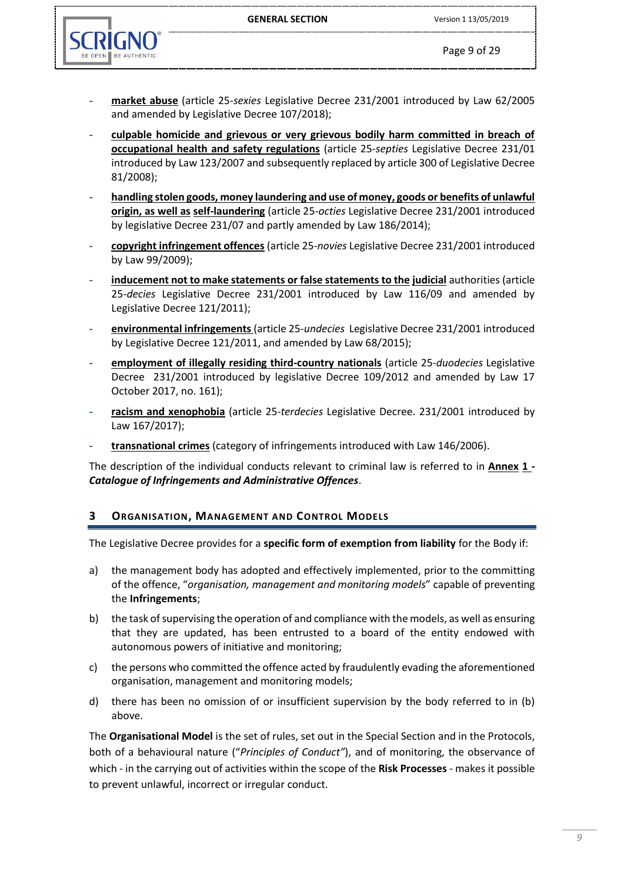- **market abuse** (article 25-*sexies* Legislative Decree 231/2001 introduced by Law 62/2005 and amended by Legislative Decree 107/2018);
- **culpable homicide and grievous or very grievous bodily harm committed in breach of occupational health and safety regulations** (article 25-*septies* Legislative Decree 231/01 introduced by Law 123/2007 and subsequently replaced by article 300 of Legislative Decree 81/2008);
- **handling stolen goods, money laundering and use of money, goods or benefits of unlawful origin, as well as self-laundering** (article 25-*octies* Legislative Decree 231/2001 introduced by legislative Decree 231/07 and partly amended by Law 186/2014);
- **copyright infringement offences** (article 25-*novies* Legislative Decree 231/2001 introduced by Law 99/2009);
- **inducement not to make statements or false statements to the judicial** authorities (article 25-*decies* Legislative Decree 231/2001 introduced by Law 116/09 and amended by Legislative Decree 121/2011);
- **environmental infringements** (article 25-*undecies* Legislative Decree 231/2001 introduced by Legislative Decree 121/2011, and amended by Law 68/2015);
- **employment of illegally residing third-country nationals** (article 25-*duodecies* Legislative Decree 231/2001 introduced by legislative Decree 109/2012 and amended by Law 17 October 2017, no. 161);
- **racism and xenophobia** (article 25-*terdecies* Legislative Decree. 231/2001 introduced by Law 167/2017);
- **transnational crimes** (category of infringements introduced with Law 146/2006).

The description of the individual conducts relevant to criminal law is referred to in **Annex 1 -** ***Catalogue of Infringements and Administrative Offences***.

## 3 Organisation, Management and Control Models

The Legislative Decree provides for a **specific form of exemption from liability** for the Body if:

a) the management body has adopted and effectively implemented, prior to the committing of the offence, "*organisation, management and monitoring models*" capable of preventing the **Infringements**;

b) the task of supervising the operation of and compliance with the models, as well as ensuring that they are updated, has been entrusted to a board of the entity endowed with autonomous powers of initiative and monitoring;

c) the persons who committed the offence acted by fraudulently evading the aforementioned organisation, management and monitoring models;

d) there has been no omission of or insufficient supervision by the body referred to in (b) above.

The **Organisational Model** is the set of rules, set out in the Special Section and in the Protocols, both of a behavioural nature ("*Principles of Conduct"*), and of monitoring, the observance of which - in the carrying out of activities within the scope of the **Risk Processes** - makes it possible to prevent unlawful, incorrect or irregular conduct.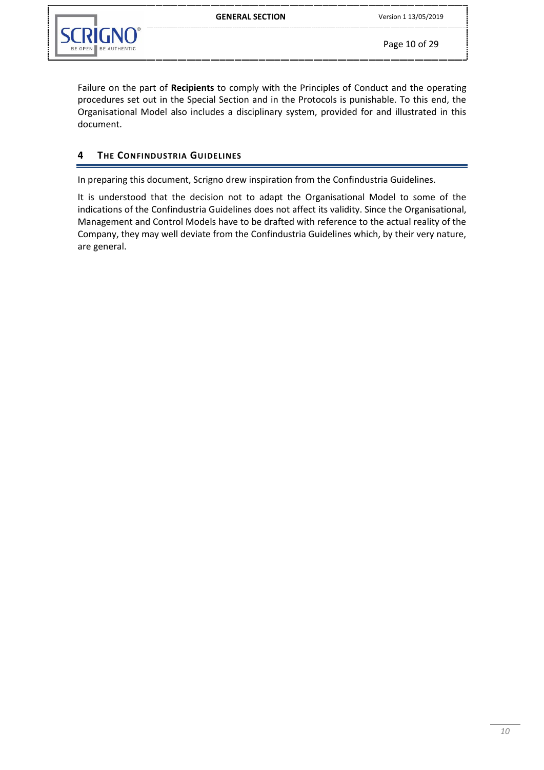Failure on the part of **Recipients** to comply with the Principles of Conduct and the operating procedures set out in the Special Section and in the Protocols is punishable. To this end, the Organisational Model also includes a disciplinary system, provided for and illustrated in this document.

## 4 THE CONFINDUSTRIA GUIDELINES

In preparing this document, Scrigno drew inspiration from the Confindustria Guidelines.

It is understood that the decision not to adapt the Organisational Model to some of the indications of the Confindustria Guidelines does not affect its validity. Since the Organisational, Management and Control Models have to be drafted with reference to the actual reality of the Company, they may well deviate from the Confindustria Guidelines which, by their very nature, are general.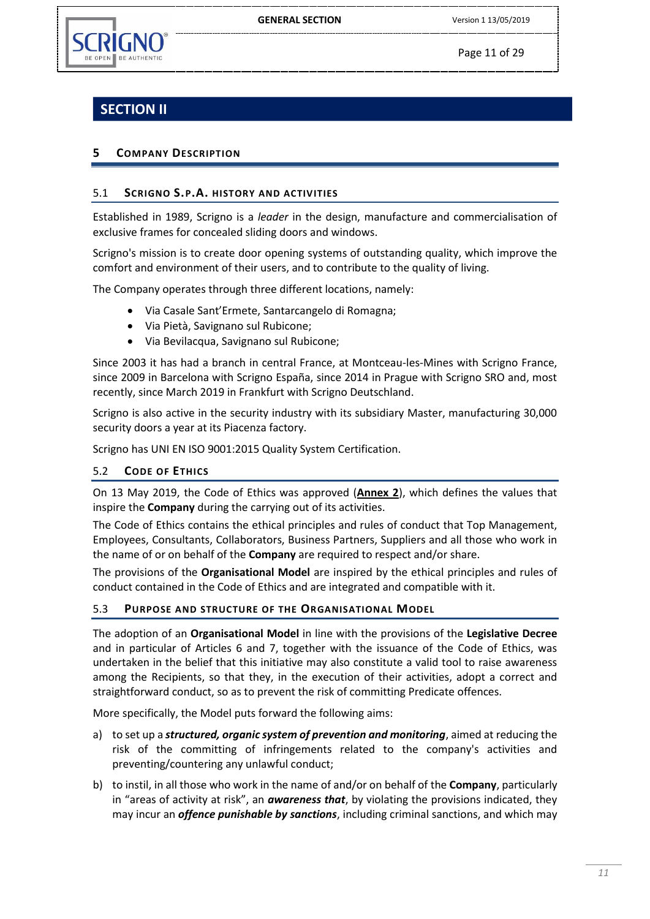# SECTION II

## 5 Company Description

### 5.1 Scrigno S.p.A. history and activities

Established in 1989, Scrigno is a *leader* in the design, manufacture and commercialisation of exclusive frames for concealed sliding doors and windows.

Scrigno's mission is to create door opening systems of outstanding quality, which improve the comfort and environment of their users, and to contribute to the quality of living.

The Company operates through three different locations, namely:

- Via Casale Sant'Ermete, Santarcangelo di Romagna;
- Via Pietà, Savignano sul Rubicone;
- Via Bevilacqua, Savignano sul Rubicone;

Since 2003 it has had a branch in central France, at Montceau-les-Mines with Scrigno France, since 2009 in Barcelona with Scrigno España, since 2014 in Prague with Scrigno SRO and, most recently, since March 2019 in Frankfurt with Scrigno Deutschland.

Scrigno is also active in the security industry with its subsidiary Master, manufacturing 30,000 security doors a year at its Piacenza factory.

Scrigno has UNI EN ISO 9001:2015 Quality System Certification.

### 5.2 Code of Ethics

On 13 May 2019, the Code of Ethics was approved (**Annex 2**), which defines the values that inspire the **Company** during the carrying out of its activities.

The Code of Ethics contains the ethical principles and rules of conduct that Top Management, Employees, Consultants, Collaborators, Business Partners, Suppliers and all those who work in the name of or on behalf of the **Company** are required to respect and/or share.

The provisions of the **Organisational Model** are inspired by the ethical principles and rules of conduct contained in the Code of Ethics and are integrated and compatible with it.

### 5.3 Purpose and structure of the Organisational Model

The adoption of an **Organisational Model** in line with the provisions of the **Legislative Decree** and in particular of Articles 6 and 7, together with the issuance of the Code of Ethics, was undertaken in the belief that this initiative may also constitute a valid tool to raise awareness among the Recipients, so that they, in the execution of their activities, adopt a correct and straightforward conduct, so as to prevent the risk of committing Predicate offences.

More specifically, the Model puts forward the following aims:

a) to set up a ***structured, organic system of prevention and monitoring***, aimed at reducing the risk of the committing of infringements related to the company's activities and preventing/countering any unlawful conduct;

b) to instil, in all those who work in the name of and/or on behalf of the **Company**, particularly in "areas of activity at risk", an ***awareness that***, by violating the provisions indicated, they may incur an ***offence punishable by sanctions***, including criminal sanctions, and which may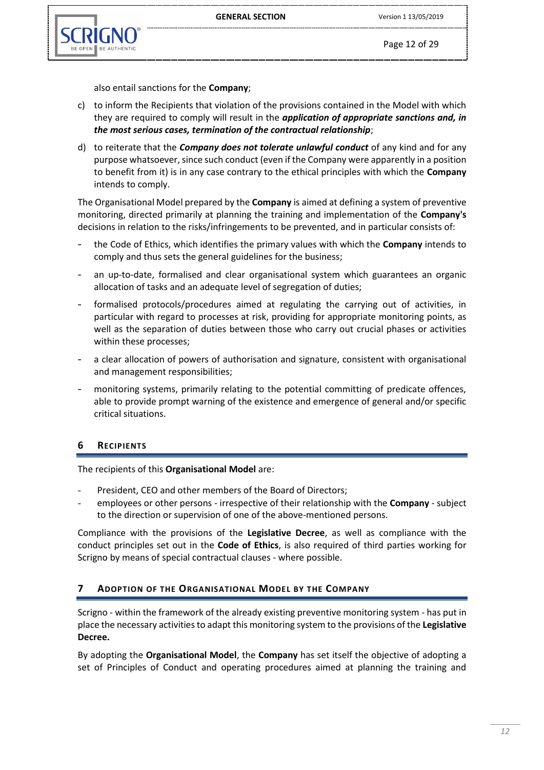also entail sanctions for the **Company**;

c) to inform the Recipients that violation of the provisions contained in the Model with which they are required to comply will result in the ***application of appropriate sanctions and, in the most serious cases, termination of the contractual relationship***;

d) to reiterate that the ***Company does not tolerate unlawful conduct*** of any kind and for any purpose whatsoever, since such conduct (even if the Company were apparently in a position to benefit from it) is in any case contrary to the ethical principles with which the **Company** intends to comply.

The Organisational Model prepared by the **Company** is aimed at defining a system of preventive monitoring, directed primarily at planning the training and implementation of the **Company's** decisions in relation to the risks/infringements to be prevented, and in particular consists of:

- the Code of Ethics, which identifies the primary values with which the **Company** intends to comply and thus sets the general guidelines for the business;
- an up-to-date, formalised and clear organisational system which guarantees an organic allocation of tasks and an adequate level of segregation of duties;
- formalised protocols/procedures aimed at regulating the carrying out of activities, in particular with regard to processes at risk, providing for appropriate monitoring points, as well as the separation of duties between those who carry out crucial phases or activities within these processes;
- a clear allocation of powers of authorisation and signature, consistent with organisational and management responsibilities;
- monitoring systems, primarily relating to the potential committing of predicate offences, able to provide prompt warning of the existence and emergence of general and/or specific critical situations.

## 6 RECIPIENTS

The recipients of this **Organisational Model** are:

- President, CEO and other members of the Board of Directors;
- employees or other persons - irrespective of their relationship with the **Company** - subject to the direction or supervision of one of the above-mentioned persons.

Compliance with the provisions of the **Legislative Decree**, as well as compliance with the conduct principles set out in the **Code of Ethics**, is also required of third parties working for Scrigno by means of special contractual clauses - where possible.

## 7 ADOPTION OF THE ORGANISATIONAL MODEL BY THE COMPANY

Scrigno - within the framework of the already existing preventive monitoring system - has put in place the necessary activities to adapt this monitoring system to the provisions of the **Legislative Decree.**

By adopting the **Organisational Model**, the **Company** has set itself the objective of adopting a set of Principles of Conduct and operating procedures aimed at planning the training and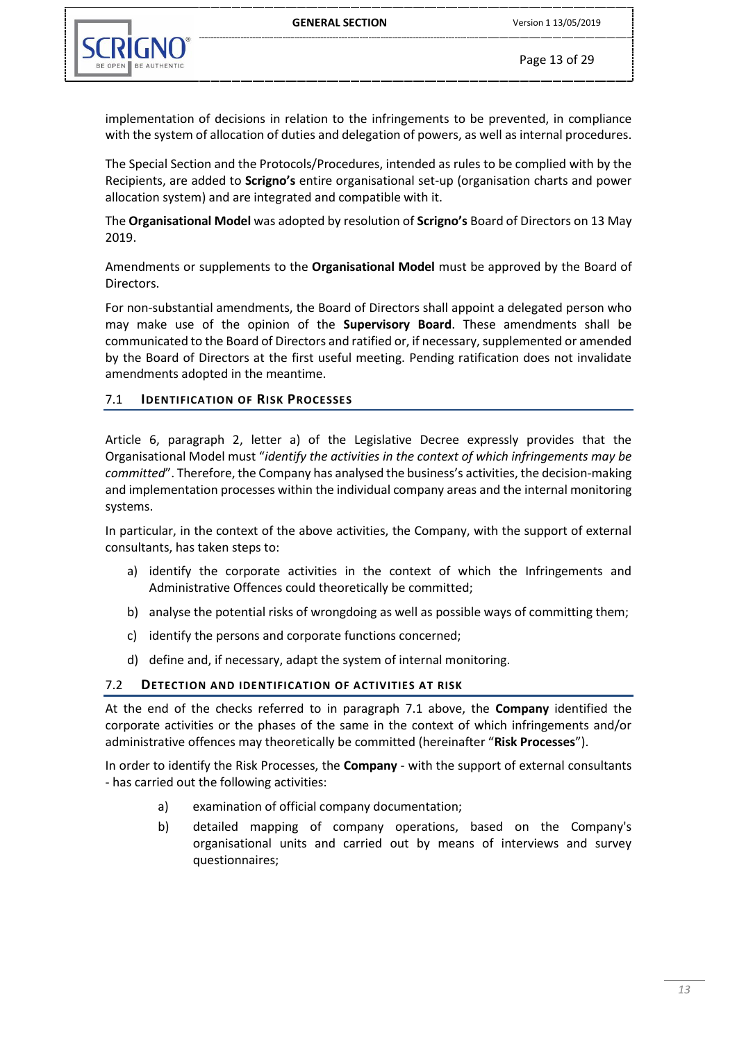implementation of decisions in relation to the infringements to be prevented, in compliance with the system of allocation of duties and delegation of powers, as well as internal procedures.

The Special Section and the Protocols/Procedures, intended as rules to be complied with by the Recipients, are added to **Scrigno's** entire organisational set-up (organisation charts and power allocation system) and are integrated and compatible with it.

The **Organisational Model** was adopted by resolution of **Scrigno's** Board of Directors on 13 May 2019.

Amendments or supplements to the **Organisational Model** must be approved by the Board of Directors.

For non-substantial amendments, the Board of Directors shall appoint a delegated person who may make use of the opinion of the **Supervisory Board**. These amendments shall be communicated to the Board of Directors and ratified or, if necessary, supplemented or amended by the Board of Directors at the first useful meeting. Pending ratification does not invalidate amendments adopted in the meantime.

## 7.1 IDENTIFICATION OF RISK PROCESSES

Article 6, paragraph 2, letter a) of the Legislative Decree expressly provides that the Organisational Model must "*identify the activities in the context of which infringements may be committed*". Therefore, the Company has analysed the business's activities, the decision-making and implementation processes within the individual company areas and the internal monitoring systems.

In particular, in the context of the above activities, the Company, with the support of external consultants, has taken steps to:

a) identify the corporate activities in the context of which the Infringements and Administrative Offences could theoretically be committed;
b) analyse the potential risks of wrongdoing as well as possible ways of committing them;
c) identify the persons and corporate functions concerned;
d) define and, if necessary, adapt the system of internal monitoring.

## 7.2 DETECTION AND IDENTIFICATION OF ACTIVITIES AT RISK

At the end of the checks referred to in paragraph 7.1 above, the **Company** identified the corporate activities or the phases of the same in the context of which infringements and/or administrative offences may theoretically be committed (hereinafter "**Risk Processes**").

In order to identify the Risk Processes, the **Company** - with the support of external consultants - has carried out the following activities:

a) examination of official company documentation;
b) detailed mapping of company operations, based on the Company's organisational units and carried out by means of interviews and survey questionnaires;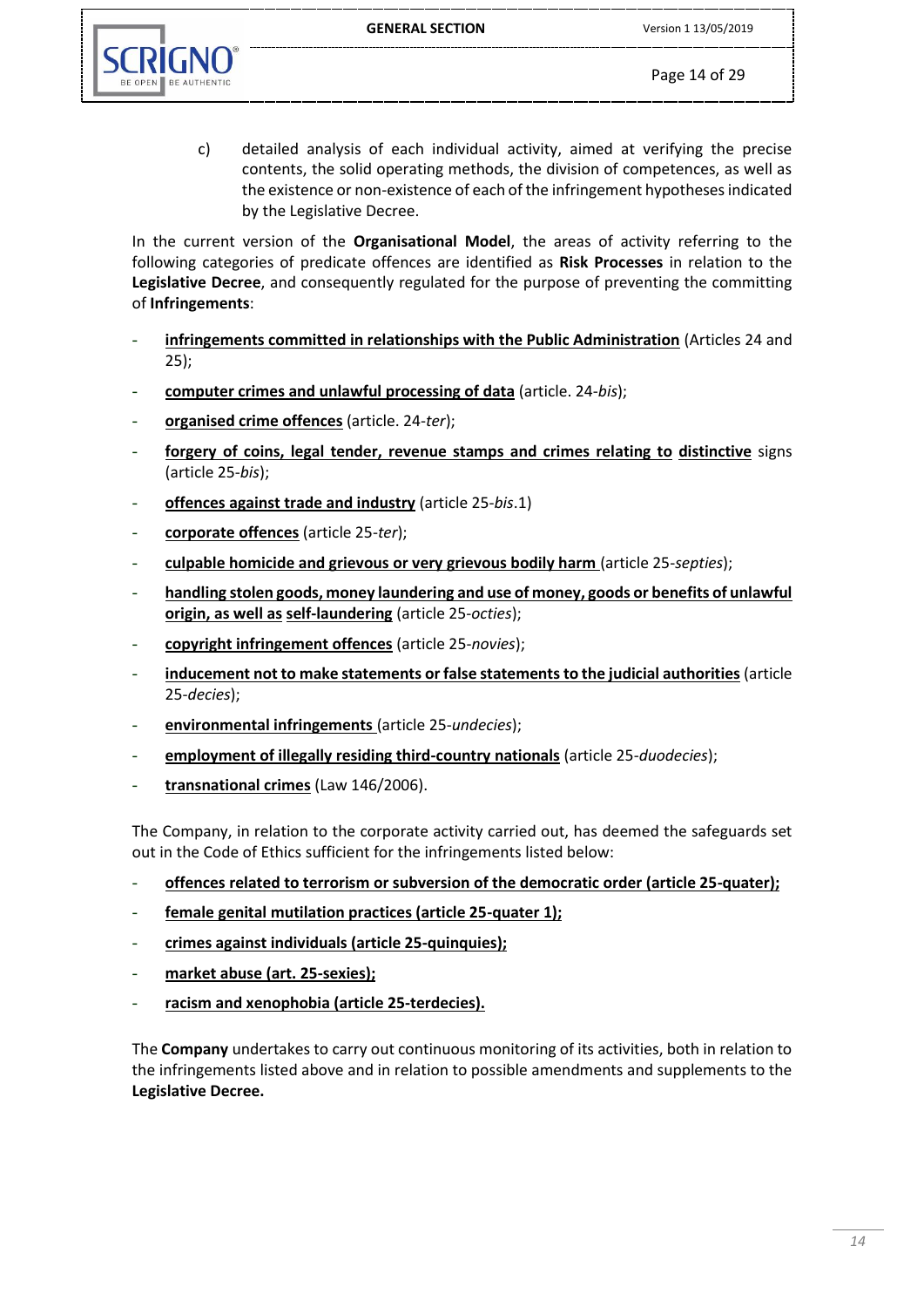c) detailed analysis of each individual activity, aimed at verifying the precise contents, the solid operating methods, the division of competences, as well as the existence or non-existence of each of the infringement hypotheses indicated by the Legislative Decree.

In the current version of the **Organisational Model**, the areas of activity referring to the following categories of predicate offences are identified as **Risk Processes** in relation to the **Legislative Decree**, and consequently regulated for the purpose of preventing the committing of **Infringements**:

- **infringements committed in relationships with the Public Administration** (Articles 24 and 25);
- **computer crimes and unlawful processing of data** (article. 24-*bis*);
- **organised crime offences** (article. 24-*ter*);
- **forgery of coins, legal tender, revenue stamps and crimes relating to distinctive** signs (article 25-*bis*);
- **offences against trade and industry** (article 25-*bis*.1)
- **corporate offences** (article 25-*ter*);
- **culpable homicide and grievous or very grievous bodily harm** (article 25-*septies*);
- **handling stolen goods, money laundering and use of money, goods or benefits of unlawful origin, as well as self-laundering** (article 25-*octies*);
- **copyright infringement offences** (article 25-*novies*);
- **inducement not to make statements or false statements to the judicial authorities** (article 25-*decies*);
- **environmental infringements** (article 25-*undecies*);
- **employment of illegally residing third-country nationals** (article 25-*duodecies*);
- **transnational crimes** (Law 146/2006).

The Company, in relation to the corporate activity carried out, has deemed the safeguards set out in the Code of Ethics sufficient for the infringements listed below:

- **offences related to terrorism or subversion of the democratic order (article 25-quater);**
- **female genital mutilation practices (article 25-quater 1);**
- **crimes against individuals (article 25-quinquies);**
- **market abuse (art. 25-sexies);**
- **racism and xenophobia (article 25-terdecies).**

The **Company** undertakes to carry out continuous monitoring of its activities, both in relation to the infringements listed above and in relation to possible amendments and supplements to the **Legislative Decree.**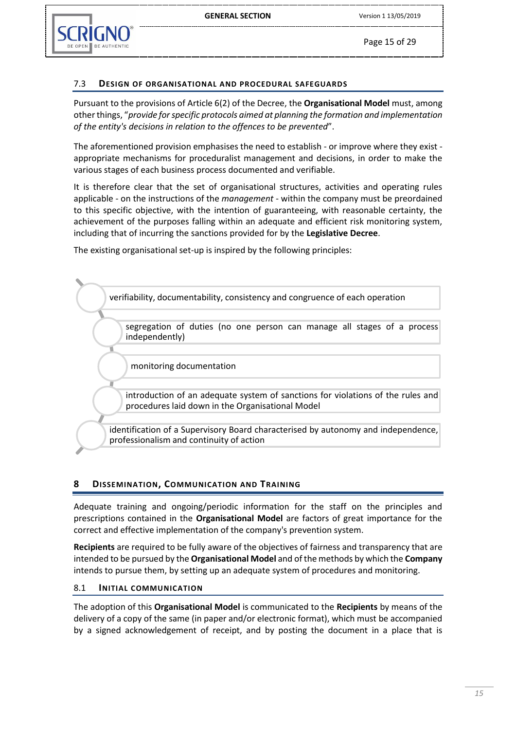### 7.3 Design of organisational and procedural safeguards

Pursuant to the provisions of Article 6(2) of the Decree, the **Organisational Model** must, among other things, "*provide for specific protocols aimed at planning the formation and implementation of the entity's decisions in relation to the offences to be prevented*".

The aforementioned provision emphasises the need to establish - or improve where they exist - appropriate mechanisms for proceduralist management and decisions, in order to make the various stages of each business process documented and verifiable.

It is therefore clear that the set of organisational structures, activities and operating rules applicable - on the instructions of the *management* - within the company must be preordained to this specific objective, with the intention of guaranteeing, with reasonable certainty, the achievement of the purposes falling within an adequate and efficient risk monitoring system, including that of incurring the sanctions provided for by the **Legislative Decree**.

The existing organisational set-up is inspired by the following principles:

- verifiability, documentability, consistency and congruence of each operation
- segregation of duties (no one person can manage all stages of a process independently)
- monitoring documentation
- introduction of an adequate system of sanctions for violations of the rules and procedures laid down in the Organisational Model
- identification of a Supervisory Board characterised by autonomy and independence, professionalism and continuity of action

## 8 Dissemination, Communication and Training

Adequate training and ongoing/periodic information for the staff on the principles and prescriptions contained in the **Organisational Model** are factors of great importance for the correct and effective implementation of the company's prevention system.

**Recipients** are required to be fully aware of the objectives of fairness and transparency that are intended to be pursued by the **Organisational Model** and of the methods by which the **Company** intends to pursue them, by setting up an adequate system of procedures and monitoring.

### 8.1 Initial communication

The adoption of this **Organisational Model** is communicated to the **Recipients** by means of the delivery of a copy of the same (in paper and/or electronic format), which must be accompanied by a signed acknowledgement of receipt, and by posting the document in a place that is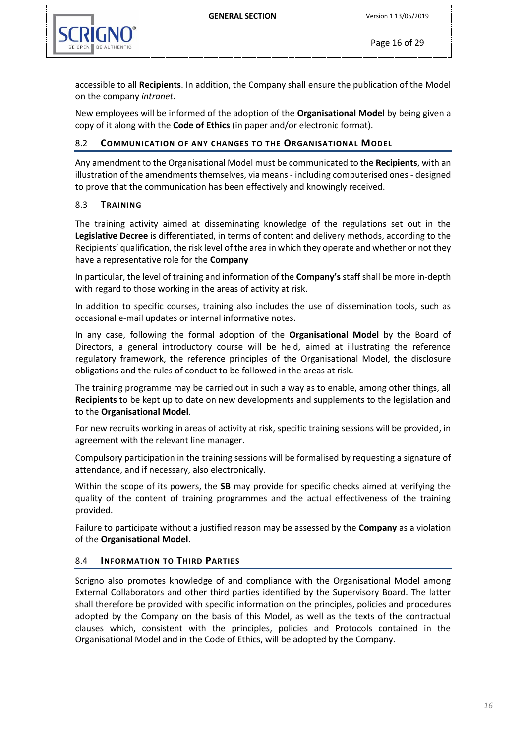accessible to all **Recipients**. In addition, the Company shall ensure the publication of the Model on the company *intranet.*

New employees will be informed of the adoption of the **Organisational Model** by being given a copy of it along with the **Code of Ethics** (in paper and/or electronic format).

### 8.2 COMMUNICATION OF ANY CHANGES TO THE ORGANISATIONAL MODEL

Any amendment to the Organisational Model must be communicated to the **Recipients**, with an illustration of the amendments themselves, via means - including computerised ones - designed to prove that the communication has been effectively and knowingly received.

### 8.3 TRAINING

The training activity aimed at disseminating knowledge of the regulations set out in the **Legislative Decree** is differentiated, in terms of content and delivery methods, according to the Recipients' qualification, the risk level of the area in which they operate and whether or not they have a representative role for the **Company**

In particular, the level of training and information of the **Company's** staff shall be more in-depth with regard to those working in the areas of activity at risk.

In addition to specific courses, training also includes the use of dissemination tools, such as occasional e-mail updates or internal informative notes.

In any case, following the formal adoption of the **Organisational Model** by the Board of Directors, a general introductory course will be held, aimed at illustrating the reference regulatory framework, the reference principles of the Organisational Model, the disclosure obligations and the rules of conduct to be followed in the areas at risk.

The training programme may be carried out in such a way as to enable, among other things, all **Recipients** to be kept up to date on new developments and supplements to the legislation and to the **Organisational Model**.

For new recruits working in areas of activity at risk, specific training sessions will be provided, in agreement with the relevant line manager.

Compulsory participation in the training sessions will be formalised by requesting a signature of attendance, and if necessary, also electronically.

Within the scope of its powers, the **SB** may provide for specific checks aimed at verifying the quality of the content of training programmes and the actual effectiveness of the training provided.

Failure to participate without a justified reason may be assessed by the **Company** as a violation of the **Organisational Model**.

### 8.4 INFORMATION TO THIRD PARTIES

Scrigno also promotes knowledge of and compliance with the Organisational Model among External Collaborators and other third parties identified by the Supervisory Board. The latter shall therefore be provided with specific information on the principles, policies and procedures adopted by the Company on the basis of this Model, as well as the texts of the contractual clauses which, consistent with the principles, policies and Protocols contained in the Organisational Model and in the Code of Ethics, will be adopted by the Company.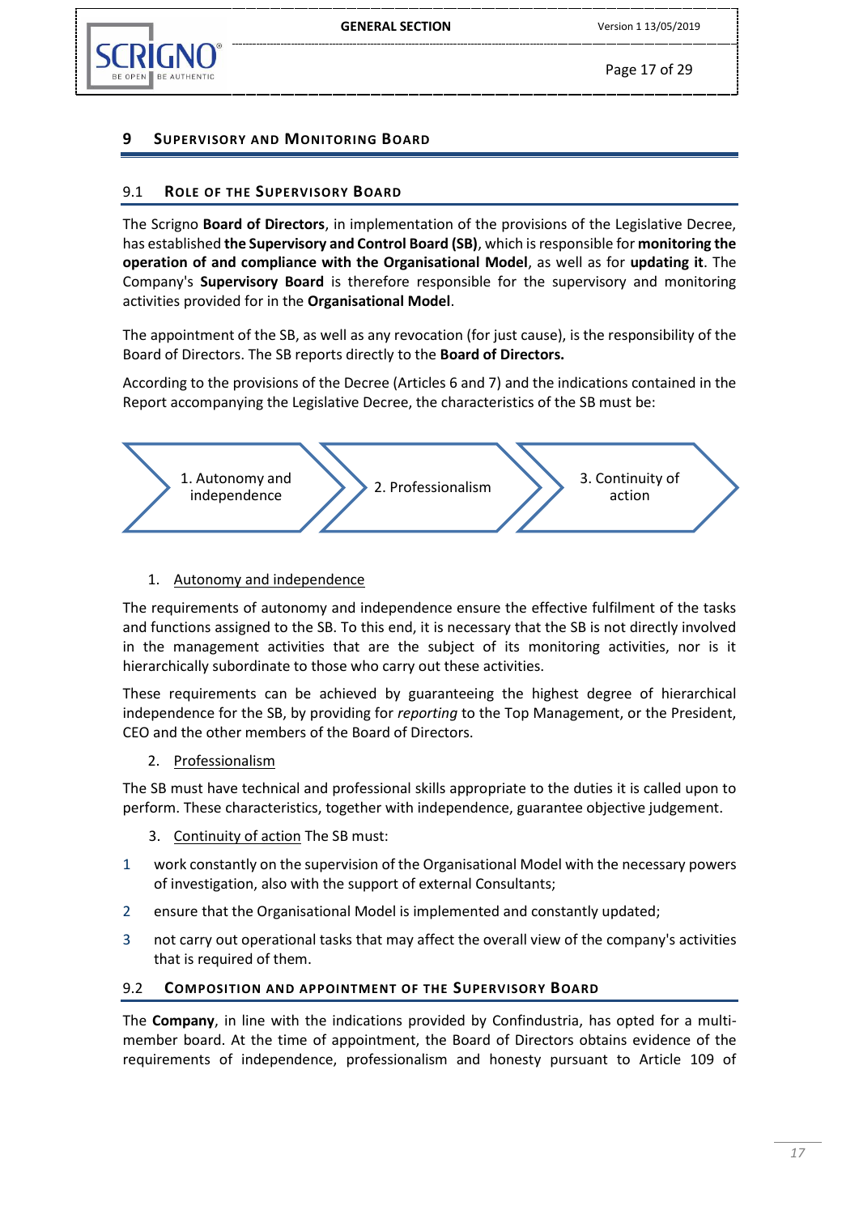# 9 Supervisory and Monitoring Board

## 9.1 Role of the Supervisory Board

The Scrigno **Board of Directors**, in implementation of the provisions of the Legislative Decree, has established **the Supervisory and Control Board (SB)**, which is responsible for **monitoring the operation of and compliance with the Organisational Model**, as well as for **updating it**. The Company's **Supervisory Board** is therefore responsible for the supervisory and monitoring activities provided for in the **Organisational Model**.

The appointment of the SB, as well as any revocation (for just cause), is the responsibility of the Board of Directors. The SB reports directly to the **Board of Directors.**

According to the provisions of the Decree (Articles 6 and 7) and the indications contained in the Report accompanying the Legislative Decree, the characteristics of the SB must be:

1. Autonomy and independence → 2. Professionalism → 3. Continuity of action

1. Autonomy and independence

The requirements of autonomy and independence ensure the effective fulfilment of the tasks and functions assigned to the SB. To this end, it is necessary that the SB is not directly involved in the management activities that are the subject of its monitoring activities, nor is it hierarchically subordinate to those who carry out these activities.

These requirements can be achieved by guaranteeing the highest degree of hierarchical independence for the SB, by providing for *reporting* to the Top Management, or the President, CEO and the other members of the Board of Directors.

2. Professionalism

The SB must have technical and professional skills appropriate to the duties it is called upon to perform. These characteristics, together with independence, guarantee objective judgement.

3. Continuity of action The SB must:

1. work constantly on the supervision of the Organisational Model with the necessary powers of investigation, also with the support of external Consultants;
2. ensure that the Organisational Model is implemented and constantly updated;
3. not carry out operational tasks that may affect the overall view of the company's activities that is required of them.

## 9.2 Composition and appointment of the Supervisory Board

The **Company**, in line with the indications provided by Confindustria, has opted for a multi-member board. At the time of appointment, the Board of Directors obtains evidence of the requirements of independence, professionalism and honesty pursuant to Article 109 of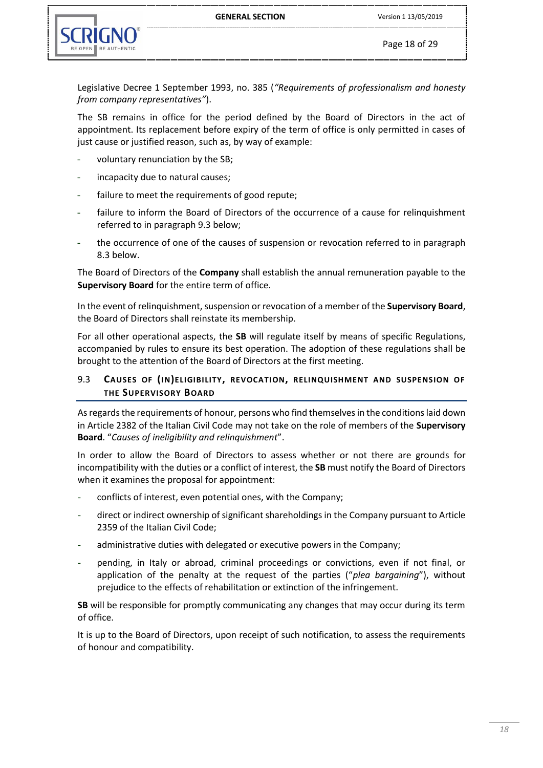Legislative Decree 1 September 1993, no. 385 (*"Requirements of professionalism and honesty from company representatives"*).

The SB remains in office for the period defined by the Board of Directors in the act of appointment. Its replacement before expiry of the term of office is only permitted in cases of just cause or justified reason, such as, by way of example:

- voluntary renunciation by the SB;
- incapacity due to natural causes;
- failure to meet the requirements of good repute;
- failure to inform the Board of Directors of the occurrence of a cause for relinquishment referred to in paragraph 9.3 below;
- the occurrence of one of the causes of suspension or revocation referred to in paragraph 8.3 below.

The Board of Directors of the **Company** shall establish the annual remuneration payable to the **Supervisory Board** for the entire term of office.

In the event of relinquishment, suspension or revocation of a member of the **Supervisory Board**, the Board of Directors shall reinstate its membership.

For all other operational aspects, the **SB** will regulate itself by means of specific Regulations, accompanied by rules to ensure its best operation. The adoption of these regulations shall be brought to the attention of the Board of Directors at the first meeting.

## 9.3 CAUSES OF (IN)ELIGIBILITY, REVOCATION, RELINQUISHMENT AND SUSPENSION OF THE SUPERVISORY BOARD

As regards the requirements of honour, persons who find themselves in the conditions laid down in Article 2382 of the Italian Civil Code may not take on the role of members of the **Supervisory Board**. "*Causes of ineligibility and relinquishment*".

In order to allow the Board of Directors to assess whether or not there are grounds for incompatibility with the duties or a conflict of interest, the **SB** must notify the Board of Directors when it examines the proposal for appointment:

- conflicts of interest, even potential ones, with the Company;
- direct or indirect ownership of significant shareholdings in the Company pursuant to Article 2359 of the Italian Civil Code;
- administrative duties with delegated or executive powers in the Company;
- pending, in Italy or abroad, criminal proceedings or convictions, even if not final, or application of the penalty at the request of the parties ("*plea bargaining*"), without prejudice to the effects of rehabilitation or extinction of the infringement.

**SB** will be responsible for promptly communicating any changes that may occur during its term of office.

It is up to the Board of Directors, upon receipt of such notification, to assess the requirements of honour and compatibility.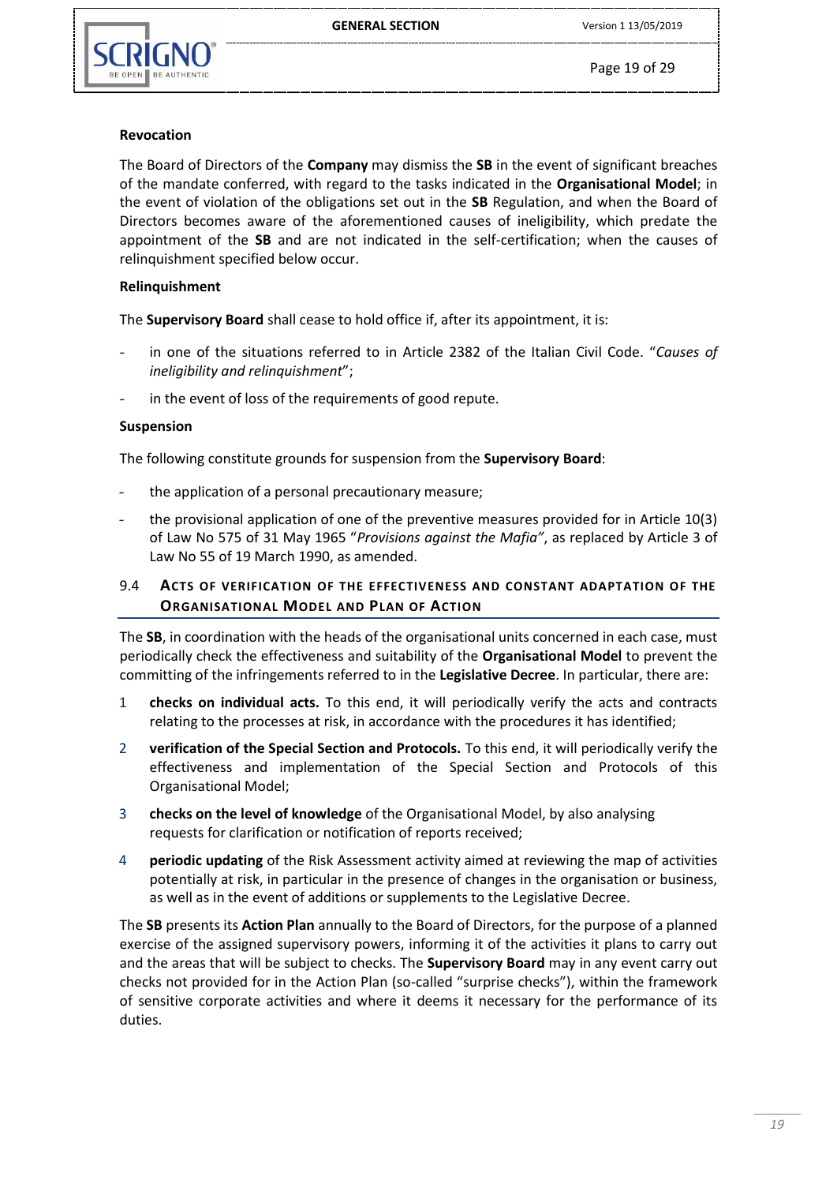**Revocation**

The Board of Directors of the **Company** may dismiss the **SB** in the event of significant breaches of the mandate conferred, with regard to the tasks indicated in the **Organisational Model**; in the event of violation of the obligations set out in the **SB** Regulation, and when the Board of Directors becomes aware of the aforementioned causes of ineligibility, which predate the appointment of the **SB** and are not indicated in the self-certification; when the causes of relinquishment specified below occur.

**Relinquishment**

The **Supervisory Board** shall cease to hold office if, after its appointment, it is:

- in one of the situations referred to in Article 2382 of the Italian Civil Code. "*Causes of ineligibility and relinquishment*";
- in the event of loss of the requirements of good repute.

**Suspension**

The following constitute grounds for suspension from the **Supervisory Board**:

- the application of a personal precautionary measure;
- the provisional application of one of the preventive measures provided for in Article 10(3) of Law No 575 of 31 May 1965 "*Provisions against the Mafia"*, as replaced by Article 3 of Law No 55 of 19 March 1990, as amended.

## 9.4 ACTS OF VERIFICATION OF THE EFFECTIVENESS AND CONSTANT ADAPTATION OF THE ORGANISATIONAL MODEL AND PLAN OF ACTION

The **SB**, in coordination with the heads of the organisational units concerned in each case, must periodically check the effectiveness and suitability of the **Organisational Model** to prevent the committing of the infringements referred to in the **Legislative Decree**. In particular, there are:

1. **checks on individual acts.** To this end, it will periodically verify the acts and contracts relating to the processes at risk, in accordance with the procedures it has identified;
2. **verification of the Special Section and Protocols.** To this end, it will periodically verify the effectiveness and implementation of the Special Section and Protocols of this Organisational Model;
3. **checks on the level of knowledge** of the Organisational Model, by also analysing requests for clarification or notification of reports received;
4. **periodic updating** of the Risk Assessment activity aimed at reviewing the map of activities potentially at risk, in particular in the presence of changes in the organisation or business, as well as in the event of additions or supplements to the Legislative Decree.

The **SB** presents its **Action Plan** annually to the Board of Directors, for the purpose of a planned exercise of the assigned supervisory powers, informing it of the activities it plans to carry out and the areas that will be subject to checks. The **Supervisory Board** may in any event carry out checks not provided for in the Action Plan (so-called "surprise checks"), within the framework of sensitive corporate activities and where it deems it necessary for the performance of its duties.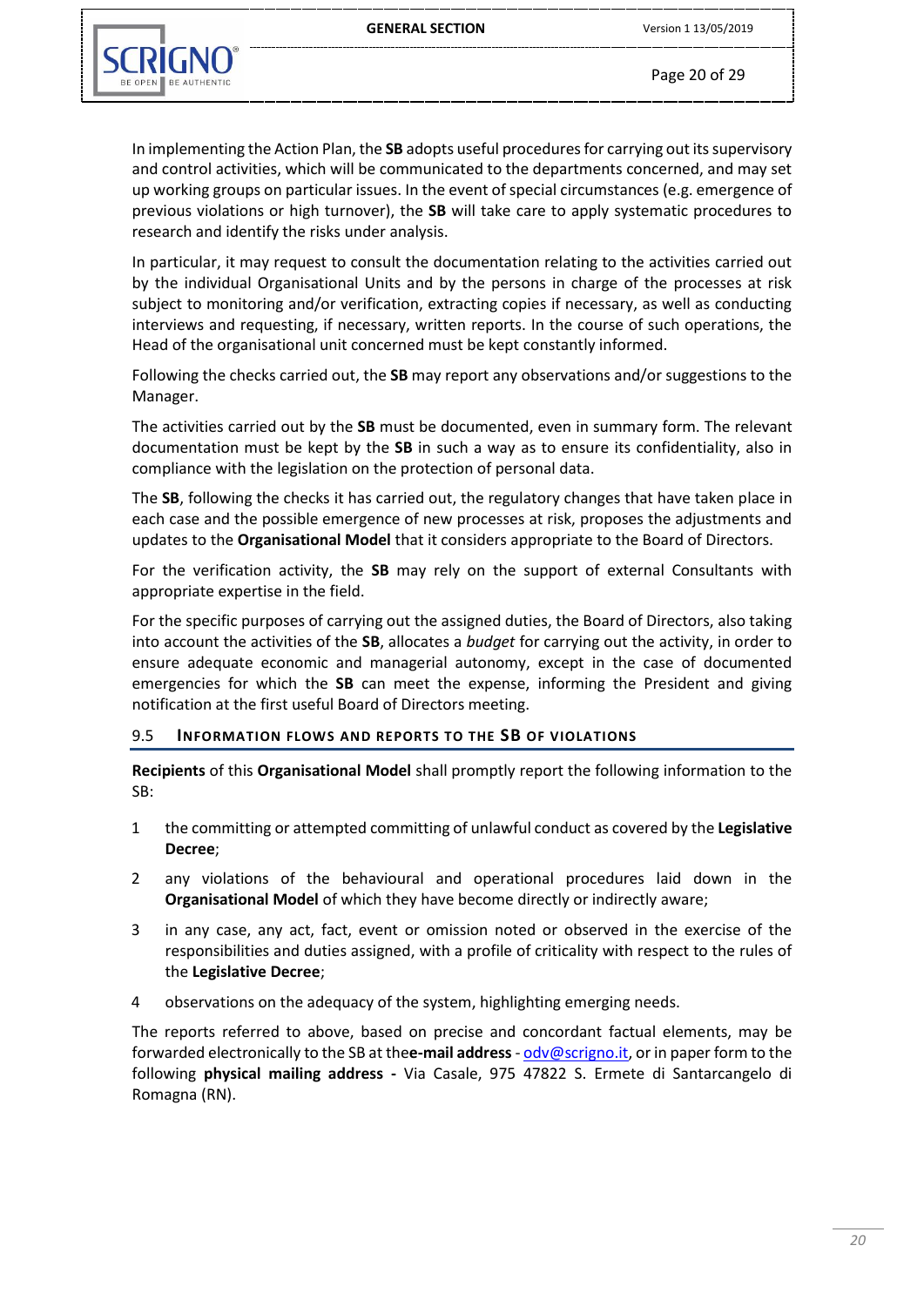In implementing the Action Plan, the **SB** adopts useful procedures for carrying out its supervisory and control activities, which will be communicated to the departments concerned, and may set up working groups on particular issues. In the event of special circumstances (e.g. emergence of previous violations or high turnover), the **SB** will take care to apply systematic procedures to research and identify the risks under analysis.

In particular, it may request to consult the documentation relating to the activities carried out by the individual Organisational Units and by the persons in charge of the processes at risk subject to monitoring and/or verification, extracting copies if necessary, as well as conducting interviews and requesting, if necessary, written reports. In the course of such operations, the Head of the organisational unit concerned must be kept constantly informed.

Following the checks carried out, the **SB** may report any observations and/or suggestions to the Manager.

The activities carried out by the **SB** must be documented, even in summary form. The relevant documentation must be kept by the **SB** in such a way as to ensure its confidentiality, also in compliance with the legislation on the protection of personal data.

The **SB**, following the checks it has carried out, the regulatory changes that have taken place in each case and the possible emergence of new processes at risk, proposes the adjustments and updates to the **Organisational Model** that it considers appropriate to the Board of Directors.

For the verification activity, the **SB** may rely on the support of external Consultants with appropriate expertise in the field.

For the specific purposes of carrying out the assigned duties, the Board of Directors, also taking into account the activities of the **SB**, allocates a *budget* for carrying out the activity, in order to ensure adequate economic and managerial autonomy, except in the case of documented emergencies for which the **SB** can meet the expense, informing the President and giving notification at the first useful Board of Directors meeting.

### 9.5 INFORMATION FLOWS AND REPORTS TO THE SB OF VIOLATIONS

**Recipients** of this **Organisational Model** shall promptly report the following information to the SB:

1. the committing or attempted committing of unlawful conduct as covered by the **Legislative Decree**;
2. any violations of the behavioural and operational procedures laid down in the **Organisational Model** of which they have become directly or indirectly aware;
3. in any case, any act, fact, event or omission noted or observed in the exercise of the responsibilities and duties assigned, with a profile of criticality with respect to the rules of the **Legislative Decree**;
4. observations on the adequacy of the system, highlighting emerging needs.

The reports referred to above, based on precise and concordant factual elements, may be forwarded electronically to the SB at the**e-mail address** - odv@scrigno.it, or in paper form to the following **physical mailing address -** Via Casale, 975 47822 S. Ermete di Santarcangelo di Romagna (RN).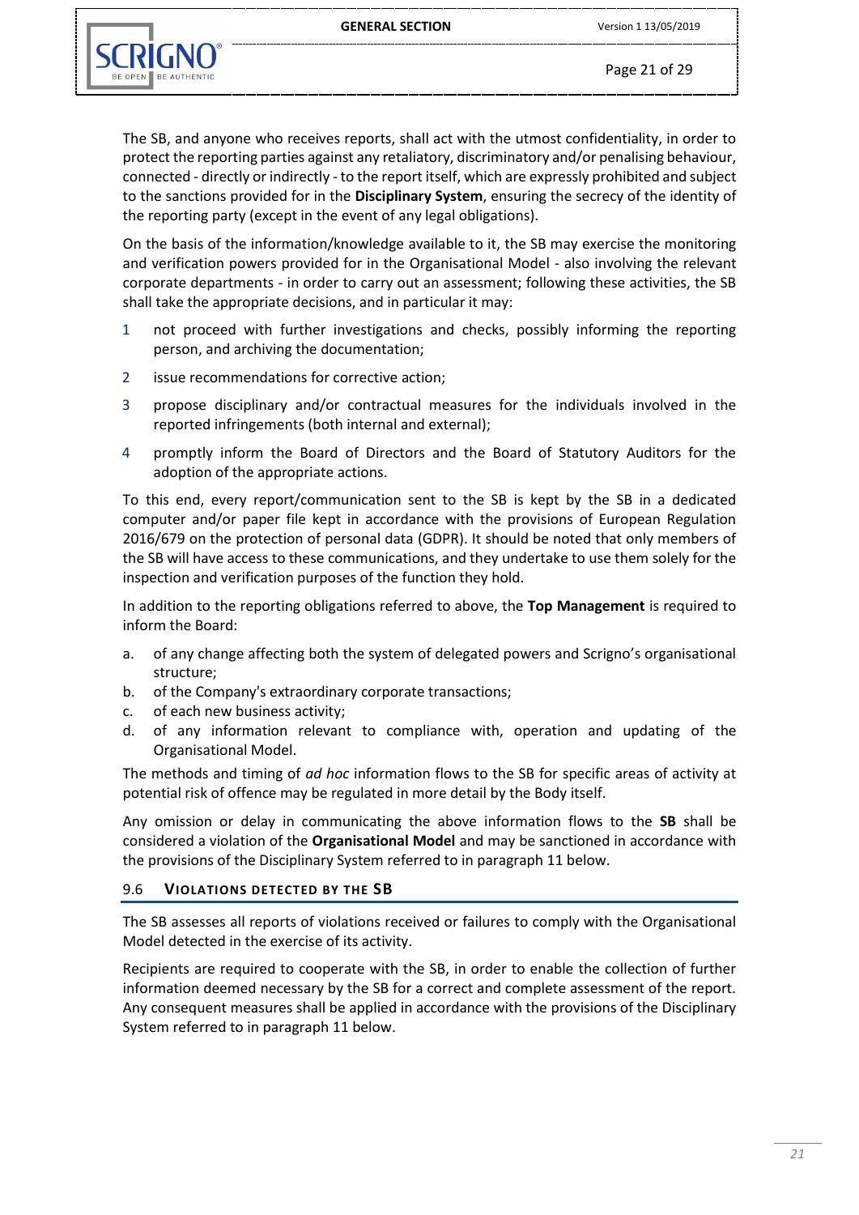The SB, and anyone who receives reports, shall act with the utmost confidentiality, in order to protect the reporting parties against any retaliatory, discriminatory and/or penalising behaviour, connected - directly or indirectly - to the report itself, which are expressly prohibited and subject to the sanctions provided for in the **Disciplinary System**, ensuring the secrecy of the identity of the reporting party (except in the event of any legal obligations).

On the basis of the information/knowledge available to it, the SB may exercise the monitoring and verification powers provided for in the Organisational Model - also involving the relevant corporate departments - in order to carry out an assessment; following these activities, the SB shall take the appropriate decisions, and in particular it may:

1. not proceed with further investigations and checks, possibly informing the reporting person, and archiving the documentation;
2. issue recommendations for corrective action;
3. propose disciplinary and/or contractual measures for the individuals involved in the reported infringements (both internal and external);
4. promptly inform the Board of Directors and the Board of Statutory Auditors for the adoption of the appropriate actions.

To this end, every report/communication sent to the SB is kept by the SB in a dedicated computer and/or paper file kept in accordance with the provisions of European Regulation 2016/679 on the protection of personal data (GDPR). It should be noted that only members of the SB will have access to these communications, and they undertake to use them solely for the inspection and verification purposes of the function they hold.

In addition to the reporting obligations referred to above, the **Top Management** is required to inform the Board:

a. of any change affecting both the system of delegated powers and Scrigno's organisational structure;
b. of the Company's extraordinary corporate transactions;
c. of each new business activity;
d. of any information relevant to compliance with, operation and updating of the Organisational Model.

The methods and timing of *ad hoc* information flows to the SB for specific areas of activity at potential risk of offence may be regulated in more detail by the Body itself.

Any omission or delay in communicating the above information flows to the **SB** shall be considered a violation of the **Organisational Model** and may be sanctioned in accordance with the provisions of the Disciplinary System referred to in paragraph 11 below.

### 9.6 VIOLATIONS DETECTED BY THE SB

The SB assesses all reports of violations received or failures to comply with the Organisational Model detected in the exercise of its activity.

Recipients are required to cooperate with the SB, in order to enable the collection of further information deemed necessary by the SB for a correct and complete assessment of the report. Any consequent measures shall be applied in accordance with the provisions of the Disciplinary System referred to in paragraph 11 below.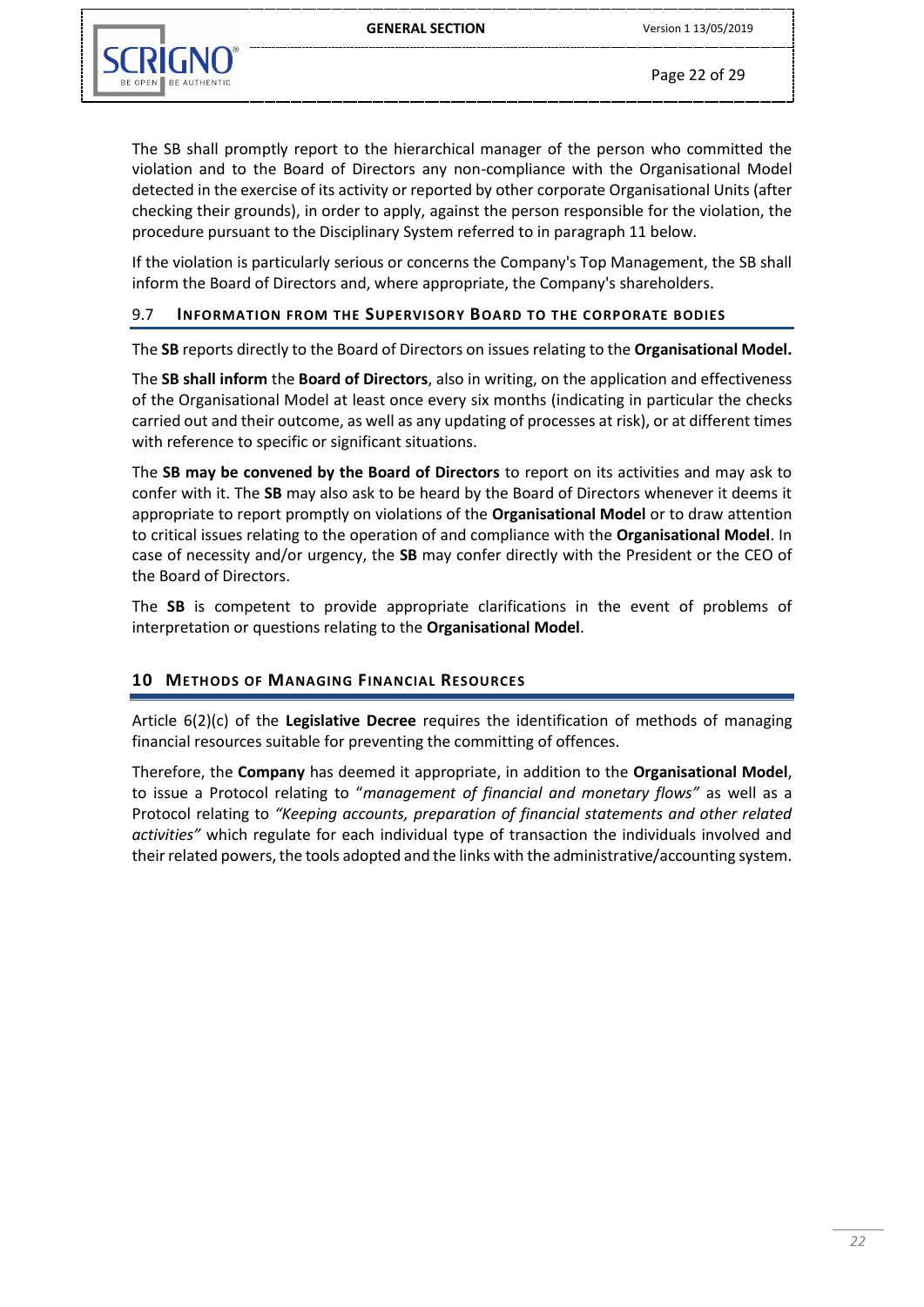The SB shall promptly report to the hierarchical manager of the person who committed the violation and to the Board of Directors any non-compliance with the Organisational Model detected in the exercise of its activity or reported by other corporate Organisational Units (after checking their grounds), in order to apply, against the person responsible for the violation, the procedure pursuant to the Disciplinary System referred to in paragraph 11 below.

If the violation is particularly serious or concerns the Company's Top Management, the SB shall inform the Board of Directors and, where appropriate, the Company's shareholders.

### 9.7 INFORMATION FROM THE SUPERVISORY BOARD TO THE CORPORATE BODIES

The **SB** reports directly to the Board of Directors on issues relating to the **Organisational Model.**

The **SB shall inform** the **Board of Directors**, also in writing, on the application and effectiveness of the Organisational Model at least once every six months (indicating in particular the checks carried out and their outcome, as well as any updating of processes at risk), or at different times with reference to specific or significant situations.

The **SB may be convened by the Board of Directors** to report on its activities and may ask to confer with it. The **SB** may also ask to be heard by the Board of Directors whenever it deems it appropriate to report promptly on violations of the **Organisational Model** or to draw attention to critical issues relating to the operation of and compliance with the **Organisational Model**. In case of necessity and/or urgency, the **SB** may confer directly with the President or the CEO of the Board of Directors.

The **SB** is competent to provide appropriate clarifications in the event of problems of interpretation or questions relating to the **Organisational Model**.

## 10 METHODS OF MANAGING FINANCIAL RESOURCES

Article 6(2)(c) of the **Legislative Decree** requires the identification of methods of managing financial resources suitable for preventing the committing of offences.

Therefore, the **Company** has deemed it appropriate, in addition to the **Organisational Model**, to issue a Protocol relating to "*management of financial and monetary flows"* as well as a Protocol relating to *"Keeping accounts, preparation of financial statements and other related activities"* which regulate for each individual type of transaction the individuals involved and their related powers, the tools adopted and the links with the administrative/accounting system.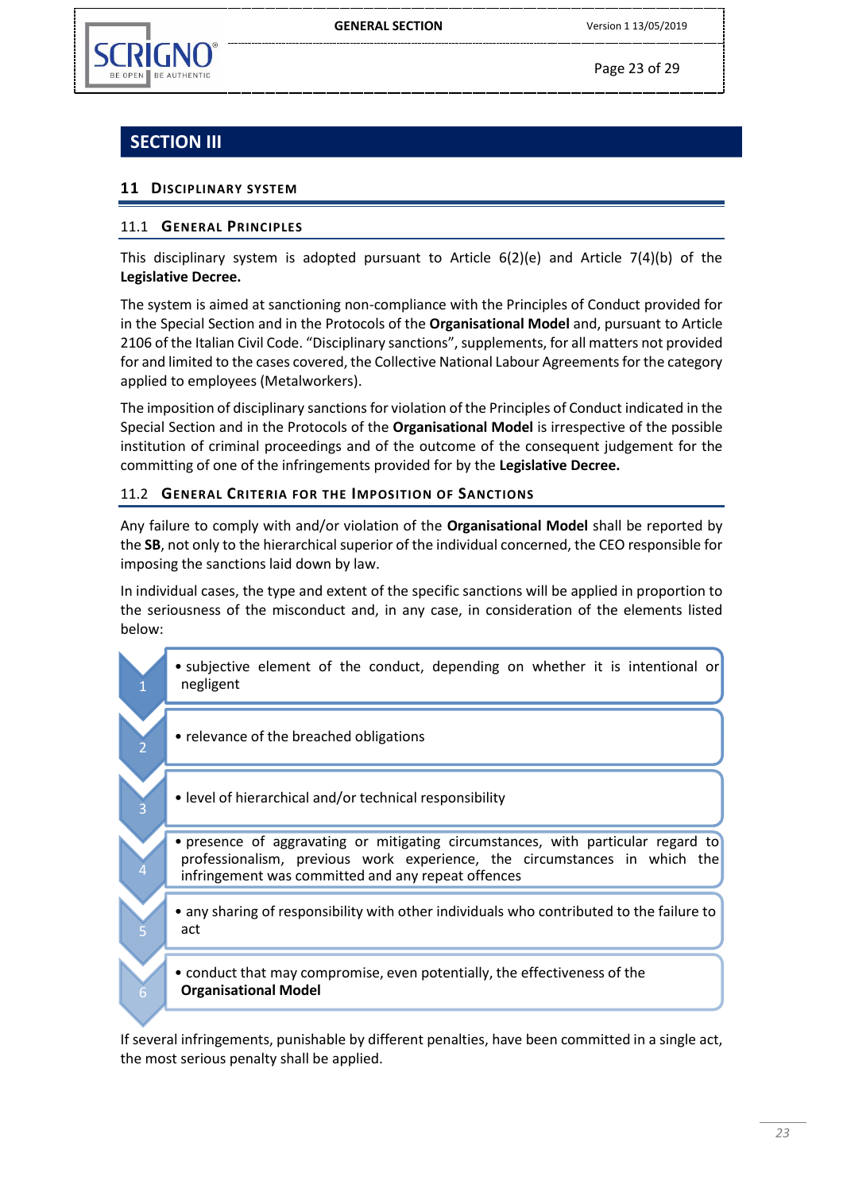# SECTION III

## 11 Disciplinary system

### 11.1 General Principles

This disciplinary system is adopted pursuant to Article 6(2)(e) and Article 7(4)(b) of the **Legislative Decree.**

The system is aimed at sanctioning non-compliance with the Principles of Conduct provided for in the Special Section and in the Protocols of the **Organisational Model** and, pursuant to Article 2106 of the Italian Civil Code. "Disciplinary sanctions", supplements, for all matters not provided for and limited to the cases covered, the Collective National Labour Agreements for the category applied to employees (Metalworkers).

The imposition of disciplinary sanctions for violation of the Principles of Conduct indicated in the Special Section and in the Protocols of the **Organisational Model** is irrespective of the possible institution of criminal proceedings and of the outcome of the consequent judgement for the committing of one of the infringements provided for by the **Legislative Decree.**

### 11.2 General Criteria for the Imposition of Sanctions

Any failure to comply with and/or violation of the **Organisational Model** shall be reported by the **SB**, not only to the hierarchical superior of the individual concerned, the CEO responsible for imposing the sanctions laid down by law.

In individual cases, the type and extent of the specific sanctions will be applied in proportion to the seriousness of the misconduct and, in any case, in consideration of the elements listed below:

1. subjective element of the conduct, depending on whether it is intentional or negligent
2. relevance of the breached obligations
3. level of hierarchical and/or technical responsibility
4. presence of aggravating or mitigating circumstances, with particular regard to professionalism, previous work experience, the circumstances in which the infringement was committed and any repeat offences
5. any sharing of responsibility with other individuals who contributed to the failure to act
6. conduct that may compromise, even potentially, the effectiveness of the **Organisational Model**

If several infringements, punishable by different penalties, have been committed in a single act, the most serious penalty shall be applied.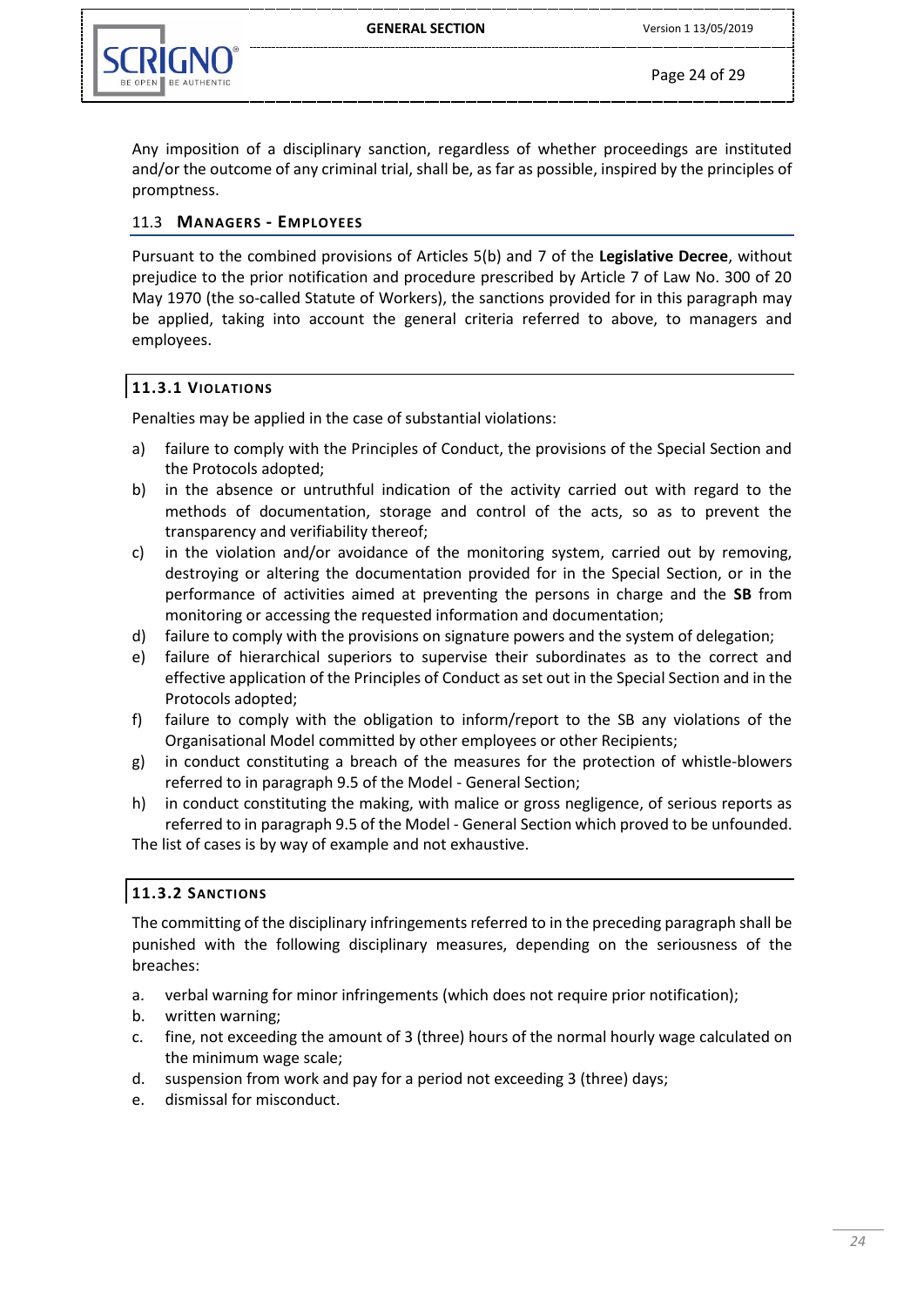Any imposition of a disciplinary sanction, regardless of whether proceedings are instituted and/or the outcome of any criminal trial, shall be, as far as possible, inspired by the principles of promptness.

## 11.3 MANAGERS - EMPLOYEES

Pursuant to the combined provisions of Articles 5(b) and 7 of the **Legislative Decree**, without prejudice to the prior notification and procedure prescribed by Article 7 of Law No. 300 of 20 May 1970 (the so-called Statute of Workers), the sanctions provided for in this paragraph may be applied, taking into account the general criteria referred to above, to managers and employees.

### 11.3.1 VIOLATIONS

Penalties may be applied in the case of substantial violations:

a) failure to comply with the Principles of Conduct, the provisions of the Special Section and the Protocols adopted;
b) in the absence or untruthful indication of the activity carried out with regard to the methods of documentation, storage and control of the acts, so as to prevent the transparency and verifiability thereof;
c) in the violation and/or avoidance of the monitoring system, carried out by removing, destroying or altering the documentation provided for in the Special Section, or in the performance of activities aimed at preventing the persons in charge and the **SB** from monitoring or accessing the requested information and documentation;
d) failure to comply with the provisions on signature powers and the system of delegation;
e) failure of hierarchical superiors to supervise their subordinates as to the correct and effective application of the Principles of Conduct as set out in the Special Section and in the Protocols adopted;
f) failure to comply with the obligation to inform/report to the SB any violations of the Organisational Model committed by other employees or other Recipients;
g) in conduct constituting a breach of the measures for the protection of whistle-blowers referred to in paragraph 9.5 of the Model - General Section;
h) in conduct constituting the making, with malice or gross negligence, of serious reports as referred to in paragraph 9.5 of the Model - General Section which proved to be unfounded.

The list of cases is by way of example and not exhaustive.

### 11.3.2 SANCTIONS

The committing of the disciplinary infringements referred to in the preceding paragraph shall be punished with the following disciplinary measures, depending on the seriousness of the breaches:

a. verbal warning for minor infringements (which does not require prior notification);
b. written warning;
c. fine, not exceeding the amount of 3 (three) hours of the normal hourly wage calculated on the minimum wage scale;
d. suspension from work and pay for a period not exceeding 3 (three) days;
e. dismissal for misconduct.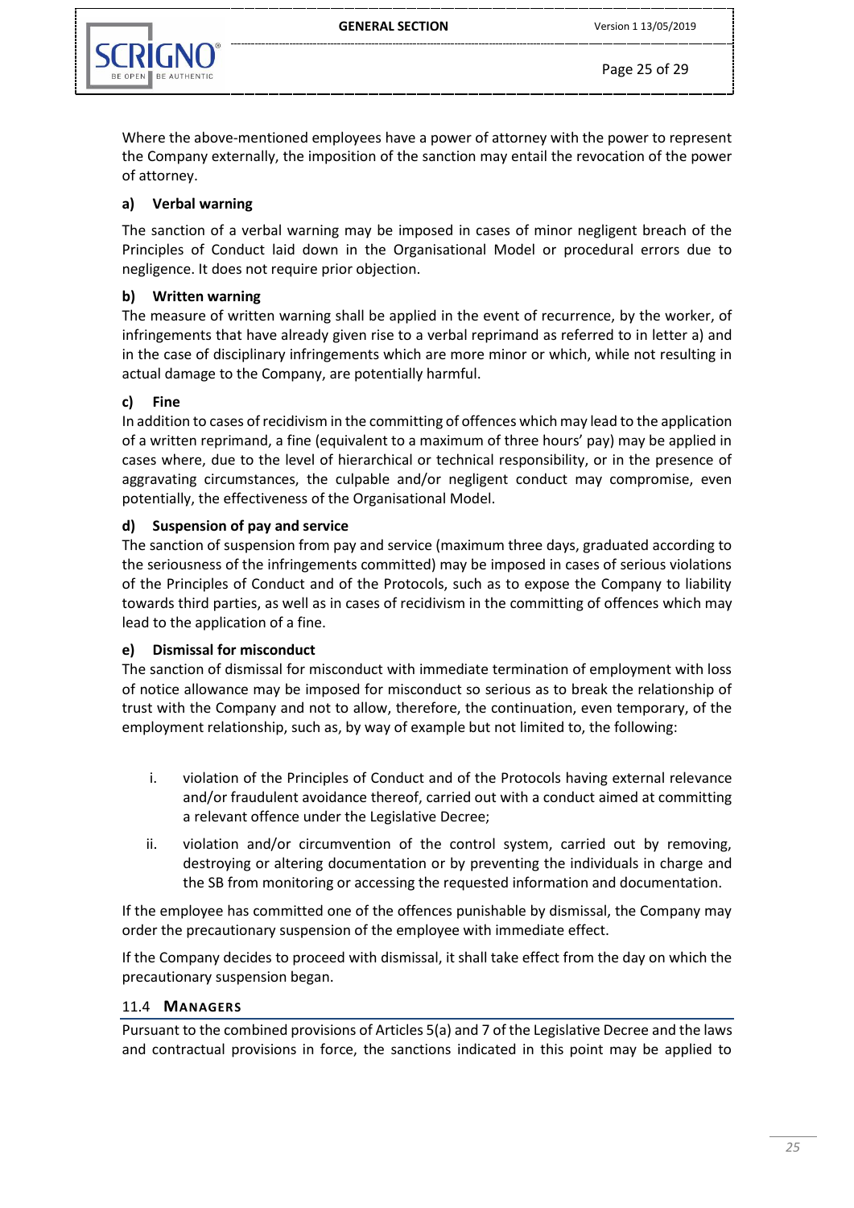Where the above-mentioned employees have a power of attorney with the power to represent the Company externally, the imposition of the sanction may entail the revocation of the power of attorney.

**a) Verbal warning**

The sanction of a verbal warning may be imposed in cases of minor negligent breach of the Principles of Conduct laid down in the Organisational Model or procedural errors due to negligence. It does not require prior objection.

**b) Written warning**

The measure of written warning shall be applied in the event of recurrence, by the worker, of infringements that have already given rise to a verbal reprimand as referred to in letter a) and in the case of disciplinary infringements which are more minor or which, while not resulting in actual damage to the Company, are potentially harmful.

**c) Fine**

In addition to cases of recidivism in the committing of offences which may lead to the application of a written reprimand, a fine (equivalent to a maximum of three hours' pay) may be applied in cases where, due to the level of hierarchical or technical responsibility, or in the presence of aggravating circumstances, the culpable and/or negligent conduct may compromise, even potentially, the effectiveness of the Organisational Model.

**d) Suspension of pay and service**

The sanction of suspension from pay and service (maximum three days, graduated according to the seriousness of the infringements committed) may be imposed in cases of serious violations of the Principles of Conduct and of the Protocols, such as to expose the Company to liability towards third parties, as well as in cases of recidivism in the committing of offences which may lead to the application of a fine.

**e) Dismissal for misconduct**

The sanction of dismissal for misconduct with immediate termination of employment with loss of notice allowance may be imposed for misconduct so serious as to break the relationship of trust with the Company and not to allow, therefore, the continuation, even temporary, of the employment relationship, such as, by way of example but not limited to, the following:

i. violation of the Principles of Conduct and of the Protocols having external relevance and/or fraudulent avoidance thereof, carried out with a conduct aimed at committing a relevant offence under the Legislative Decree;

ii. violation and/or circumvention of the control system, carried out by removing, destroying or altering documentation or by preventing the individuals in charge and the SB from monitoring or accessing the requested information and documentation.

If the employee has committed one of the offences punishable by dismissal, the Company may order the precautionary suspension of the employee with immediate effect.

If the Company decides to proceed with dismissal, it shall take effect from the day on which the precautionary suspension began.

## 11.4 MANAGERS

Pursuant to the combined provisions of Articles 5(a) and 7 of the Legislative Decree and the laws and contractual provisions in force, the sanctions indicated in this point may be applied to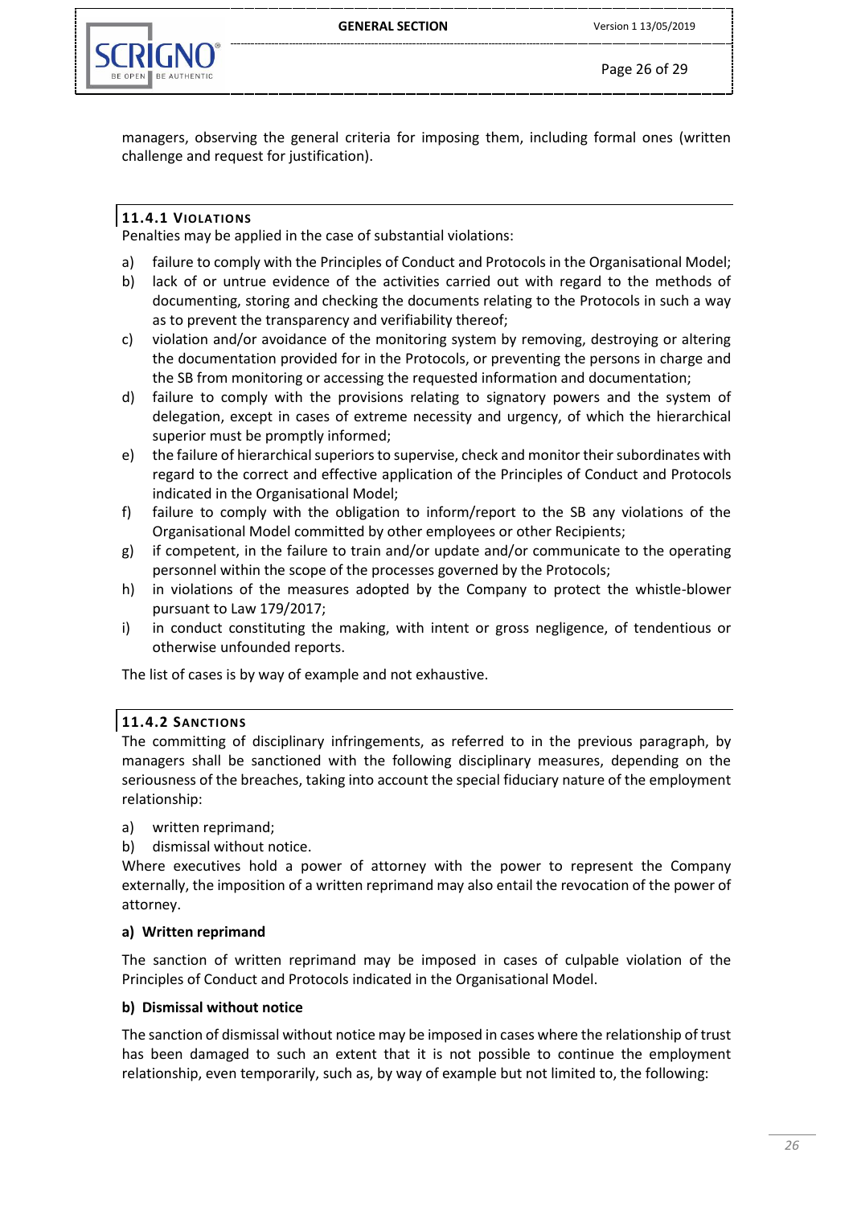managers, observing the general criteria for imposing them, including formal ones (written challenge and request for justification).

### 11.4.1 VIOLATIONS

Penalties may be applied in the case of substantial violations:

a) failure to comply with the Principles of Conduct and Protocols in the Organisational Model;
b) lack of or untrue evidence of the activities carried out with regard to the methods of documenting, storing and checking the documents relating to the Protocols in such a way as to prevent the transparency and verifiability thereof;
c) violation and/or avoidance of the monitoring system by removing, destroying or altering the documentation provided for in the Protocols, or preventing the persons in charge and the SB from monitoring or accessing the requested information and documentation;
d) failure to comply with the provisions relating to signatory powers and the system of delegation, except in cases of extreme necessity and urgency, of which the hierarchical superior must be promptly informed;
e) the failure of hierarchical superiors to supervise, check and monitor their subordinates with regard to the correct and effective application of the Principles of Conduct and Protocols indicated in the Organisational Model;
f) failure to comply with the obligation to inform/report to the SB any violations of the Organisational Model committed by other employees or other Recipients;
g) if competent, in the failure to train and/or update and/or communicate to the operating personnel within the scope of the processes governed by the Protocols;
h) in violations of the measures adopted by the Company to protect the whistle-blower pursuant to Law 179/2017;
i) in conduct constituting the making, with intent or gross negligence, of tendentious or otherwise unfounded reports.

The list of cases is by way of example and not exhaustive.

### 11.4.2 SANCTIONS

The committing of disciplinary infringements, as referred to in the previous paragraph, by managers shall be sanctioned with the following disciplinary measures, depending on the seriousness of the breaches, taking into account the special fiduciary nature of the employment relationship:

a) written reprimand;
b) dismissal without notice.

Where executives hold a power of attorney with the power to represent the Company externally, the imposition of a written reprimand may also entail the revocation of the power of attorney.

**a) Written reprimand**

The sanction of written reprimand may be imposed in cases of culpable violation of the Principles of Conduct and Protocols indicated in the Organisational Model.

**b) Dismissal without notice**

The sanction of dismissal without notice may be imposed in cases where the relationship of trust has been damaged to such an extent that it is not possible to continue the employment relationship, even temporarily, such as, by way of example but not limited to, the following: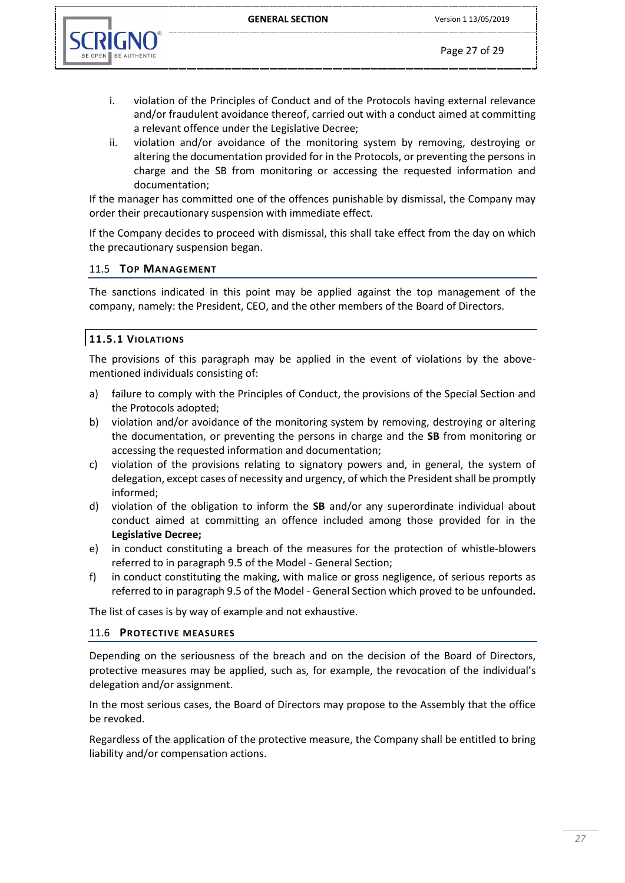i. violation of the Principles of Conduct and of the Protocols having external relevance and/or fraudulent avoidance thereof, carried out with a conduct aimed at committing a relevant offence under the Legislative Decree;
ii. violation and/or avoidance of the monitoring system by removing, destroying or altering the documentation provided for in the Protocols, or preventing the persons in charge and the SB from monitoring or accessing the requested information and documentation;

If the manager has committed one of the offences punishable by dismissal, the Company may order their precautionary suspension with immediate effect.

If the Company decides to proceed with dismissal, this shall take effect from the day on which the precautionary suspension began.

## 11.5 TOP MANAGEMENT

The sanctions indicated in this point may be applied against the top management of the company, namely: the President, CEO, and the other members of the Board of Directors.

### 11.5.1 VIOLATIONS

The provisions of this paragraph may be applied in the event of violations by the above-mentioned individuals consisting of:

a) failure to comply with the Principles of Conduct, the provisions of the Special Section and the Protocols adopted;
b) violation and/or avoidance of the monitoring system by removing, destroying or altering the documentation, or preventing the persons in charge and the **SB** from monitoring or accessing the requested information and documentation;
c) violation of the provisions relating to signatory powers and, in general, the system of delegation, except cases of necessity and urgency, of which the President shall be promptly informed;
d) violation of the obligation to inform the **SB** and/or any superordinate individual about conduct aimed at committing an offence included among those provided for in the **Legislative Decree;**
e) in conduct constituting a breach of the measures for the protection of whistle-blowers referred to in paragraph 9.5 of the Model - General Section;
f) in conduct constituting the making, with malice or gross negligence, of serious reports as referred to in paragraph 9.5 of the Model - General Section which proved to be unfounded**.**

The list of cases is by way of example and not exhaustive.

## 11.6 PROTECTIVE MEASURES

Depending on the seriousness of the breach and on the decision of the Board of Directors, protective measures may be applied, such as, for example, the revocation of the individual's delegation and/or assignment.

In the most serious cases, the Board of Directors may propose to the Assembly that the office be revoked.

Regardless of the application of the protective measure, the Company shall be entitled to bring liability and/or compensation actions.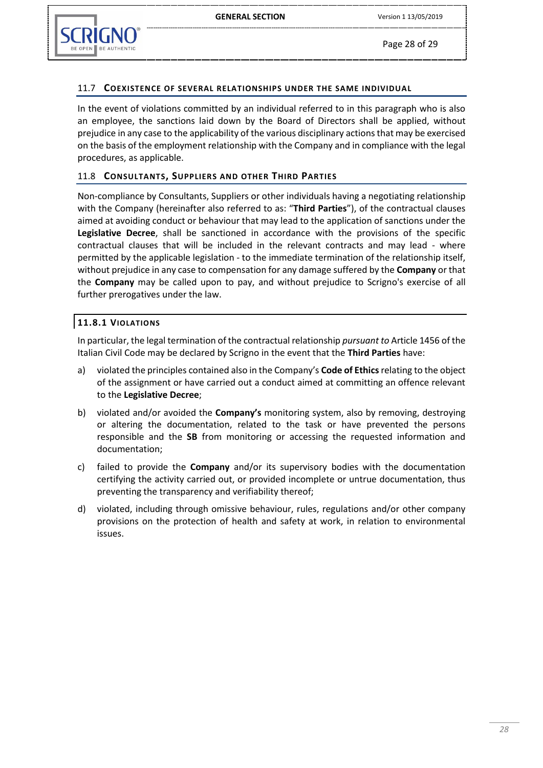## 11.7 COEXISTENCE OF SEVERAL RELATIONSHIPS UNDER THE SAME INDIVIDUAL

In the event of violations committed by an individual referred to in this paragraph who is also an employee, the sanctions laid down by the Board of Directors shall be applied, without prejudice in any case to the applicability of the various disciplinary actions that may be exercised on the basis of the employment relationship with the Company and in compliance with the legal procedures, as applicable.

## 11.8 CONSULTANTS, SUPPLIERS AND OTHER THIRD PARTIES

Non-compliance by Consultants, Suppliers or other individuals having a negotiating relationship with the Company (hereinafter also referred to as: "**Third Parties**"), of the contractual clauses aimed at avoiding conduct or behaviour that may lead to the application of sanctions under the **Legislative Decree**, shall be sanctioned in accordance with the provisions of the specific contractual clauses that will be included in the relevant contracts and may lead - where permitted by the applicable legislation - to the immediate termination of the relationship itself, without prejudice in any case to compensation for any damage suffered by the **Company** or that the **Company** may be called upon to pay, and without prejudice to Scrigno's exercise of all further prerogatives under the law.

### 11.8.1 VIOLATIONS

In particular, the legal termination of the contractual relationship *pursuant to* Article 1456 of the Italian Civil Code may be declared by Scrigno in the event that the **Third Parties** have:

a) violated the principles contained also in the Company's **Code of Ethics** relating to the object of the assignment or have carried out a conduct aimed at committing an offence relevant to the **Legislative Decree**;

b) violated and/or avoided the **Company's** monitoring system, also by removing, destroying or altering the documentation, related to the task or have prevented the persons responsible and the **SB** from monitoring or accessing the requested information and documentation;

c) failed to provide the **Company** and/or its supervisory bodies with the documentation certifying the activity carried out, or provided incomplete or untrue documentation, thus preventing the transparency and verifiability thereof;

d) violated, including through omissive behaviour, rules, regulations and/or other company provisions on the protection of health and safety at work, in relation to environmental issues.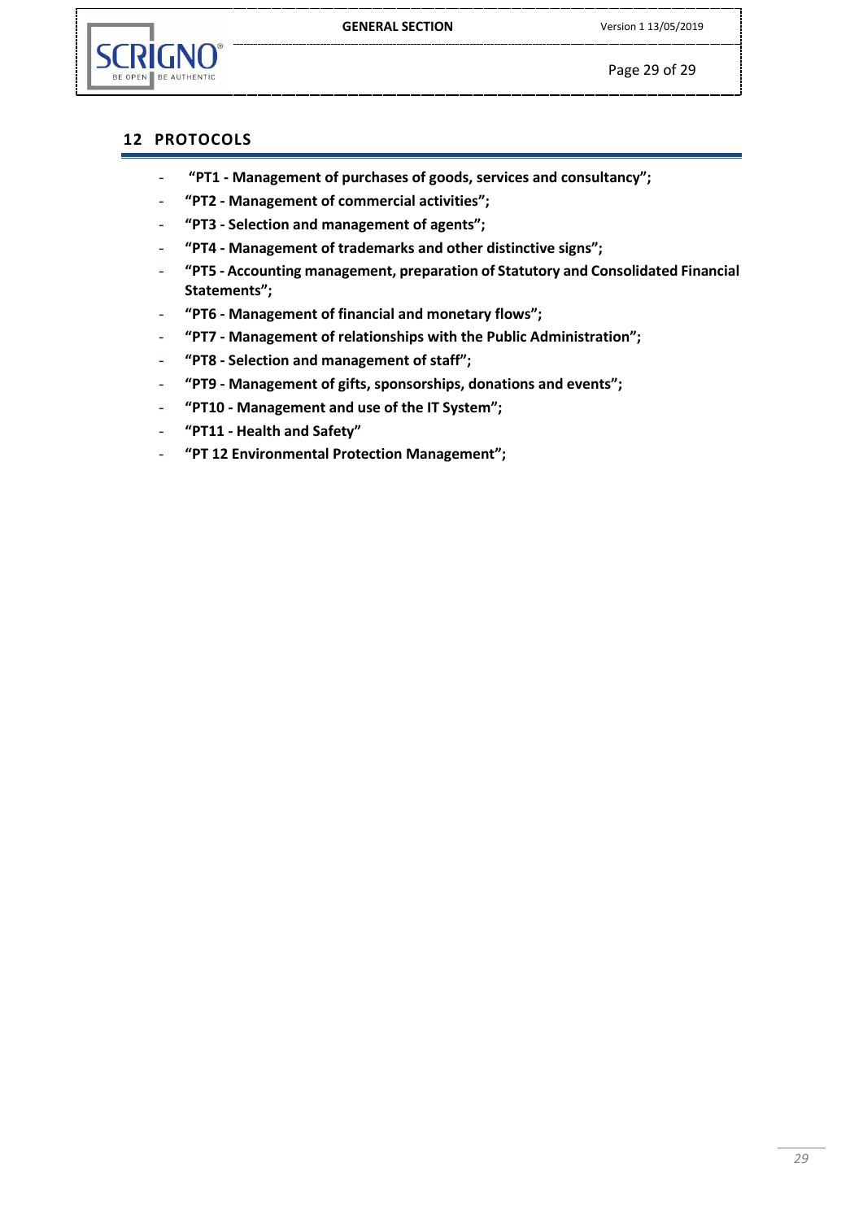## 12 PROTOCOLS

- **“PT1 - Management of purchases of goods, services and consultancy”;**
- **“PT2 - Management of commercial activities”;**
- **“PT3 - Selection and management of agents”;**
- **“PT4 - Management of trademarks and other distinctive signs”;**
- **“PT5 - Accounting management, preparation of Statutory and Consolidated Financial Statements”;**
- **“PT6 - Management of financial and monetary flows”;**
- **“PT7 - Management of relationships with the Public Administration”;**
- **“PT8 - Selection and management of staff”;**
- **“PT9 - Management of gifts, sponsorships, donations and events”;**
- **“PT10 - Management and use of the IT System”;**
- **“PT11 - Health and Safety”**
- **“PT 12 Environmental Protection Management”;**